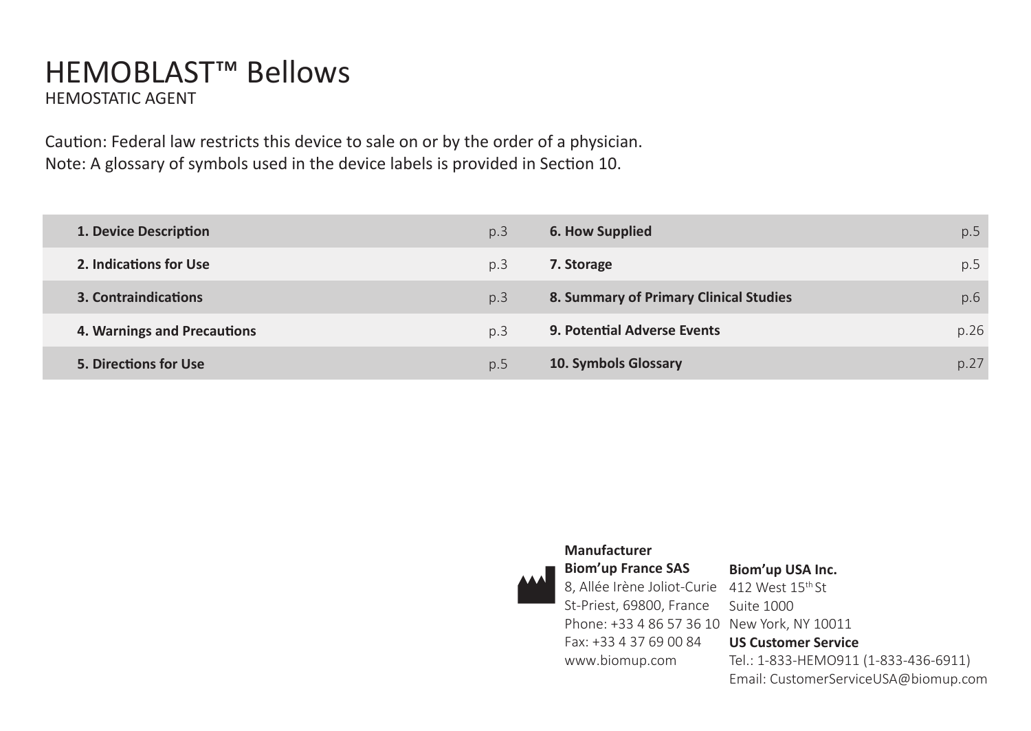# HEMOBLAST™ Bellows

HEMOSTATIC AGENT

Caution: Federal law restricts this device to sale on or by the order of a physician.
Note: A glossary of symbols used in the device labels is provided in Section 10.

| | | | |
|---|---|---|---|
| **1. Device Description** | p.3 | **6. How Supplied** | p.5 |
| **2. Indications for Use** | p.3 | **7. Storage** | p.5 |
| **3. Contraindications** | p.3 | **8. Summary of Primary Clinical Studies** | p.6 |
| **4. Warnings and Precautions** | p.3 | **9. Potential Adverse Events** | p.26 |
| **5. Directions for Use** | p.5 | **10. Symbols Glossary** | p.27 |

**Manufacturer**
**Biom'up France SAS**
8, Allée Irène Joliot-Curie
St-Priest, 69800, France
Phone: +33 4 86 57 36 10
Fax: +33 4 37 69 00 84
www.biomup.com

**Biom'up USA Inc.**
412 West 15th St
Suite 1000
New York, NY 10011
**US Customer Service**
Tel.: 1-833-HEMO911 (1-833-436-6911)
Email: CustomerServiceUSA@biomup.com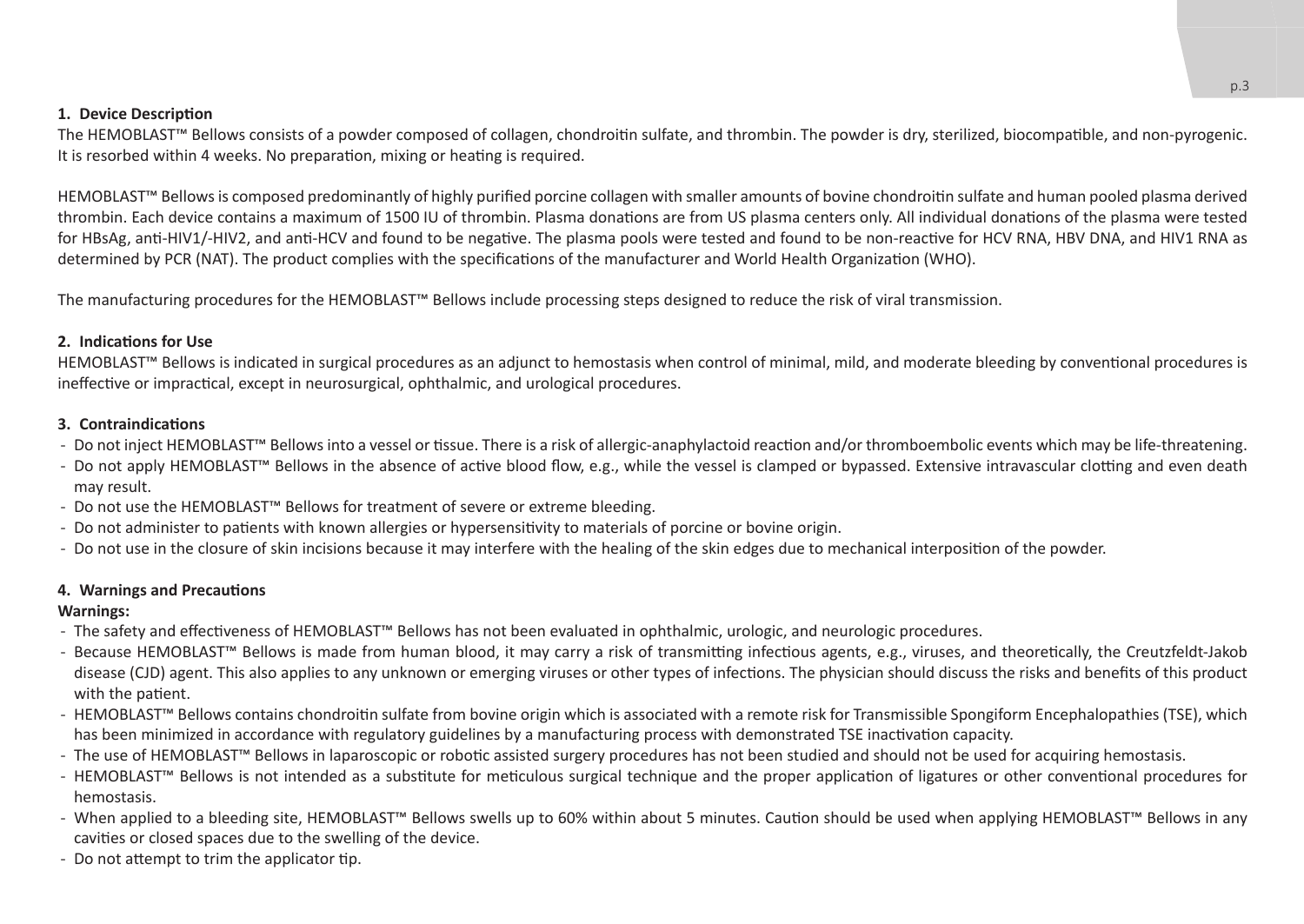## 1. Device Description

The HEMOBLAST™ Bellows consists of a powder composed of collagen, chondroitin sulfate, and thrombin. The powder is dry, sterilized, biocompatible, and non-pyrogenic. It is resorbed within 4 weeks. No preparation, mixing or heating is required.

HEMOBLAST™ Bellows is composed predominantly of highly purified porcine collagen with smaller amounts of bovine chondroitin sulfate and human pooled plasma derived thrombin. Each device contains a maximum of 1500 IU of thrombin. Plasma donations are from US plasma centers only. All individual donations of the plasma were tested for HBsAg, anti-HIV1/-HIV2, and anti-HCV and found to be negative. The plasma pools were tested and found to be non-reactive for HCV RNA, HBV DNA, and HIV1 RNA as determined by PCR (NAT). The product complies with the specifications of the manufacturer and World Health Organization (WHO).

The manufacturing procedures for the HEMOBLAST™ Bellows include processing steps designed to reduce the risk of viral transmission.

## 2. Indications for Use

HEMOBLAST™ Bellows is indicated in surgical procedures as an adjunct to hemostasis when control of minimal, mild, and moderate bleeding by conventional procedures is ineffective or impractical, except in neurosurgical, ophthalmic, and urological procedures.

## 3. Contraindications

- Do not inject HEMOBLAST™ Bellows into a vessel or tissue. There is a risk of allergic-anaphylactoid reaction and/or thromboembolic events which may be life-threatening.
- Do not apply HEMOBLAST™ Bellows in the absence of active blood flow, e.g., while the vessel is clamped or bypassed. Extensive intravascular clotting and even death may result.
- Do not use the HEMOBLAST™ Bellows for treatment of severe or extreme bleeding.
- Do not administer to patients with known allergies or hypersensitivity to materials of porcine or bovine origin.
- Do not use in the closure of skin incisions because it may interfere with the healing of the skin edges due to mechanical interposition of the powder.

## 4. Warnings and Precautions

**Warnings:**

- The safety and effectiveness of HEMOBLAST™ Bellows has not been evaluated in ophthalmic, urologic, and neurologic procedures.
- Because HEMOBLAST™ Bellows is made from human blood, it may carry a risk of transmitting infectious agents, e.g., viruses, and theoretically, the Creutzfeldt-Jakob disease (CJD) agent. This also applies to any unknown or emerging viruses or other types of infections. The physician should discuss the risks and benefits of this product with the patient.
- HEMOBLAST™ Bellows contains chondroitin sulfate from bovine origin which is associated with a remote risk for Transmissible Spongiform Encephalopathies (TSE), which has been minimized in accordance with regulatory guidelines by a manufacturing process with demonstrated TSE inactivation capacity.
- The use of HEMOBLAST™ Bellows in laparoscopic or robotic assisted surgery procedures has not been studied and should not be used for acquiring hemostasis.
- HEMOBLAST™ Bellows is not intended as a substitute for meticulous surgical technique and the proper application of ligatures or other conventional procedures for hemostasis.
- When applied to a bleeding site, HEMOBLAST™ Bellows swells up to 60% within about 5 minutes. Caution should be used when applying HEMOBLAST™ Bellows in any cavities or closed spaces due to the swelling of the device.
- Do not attempt to trim the applicator tip.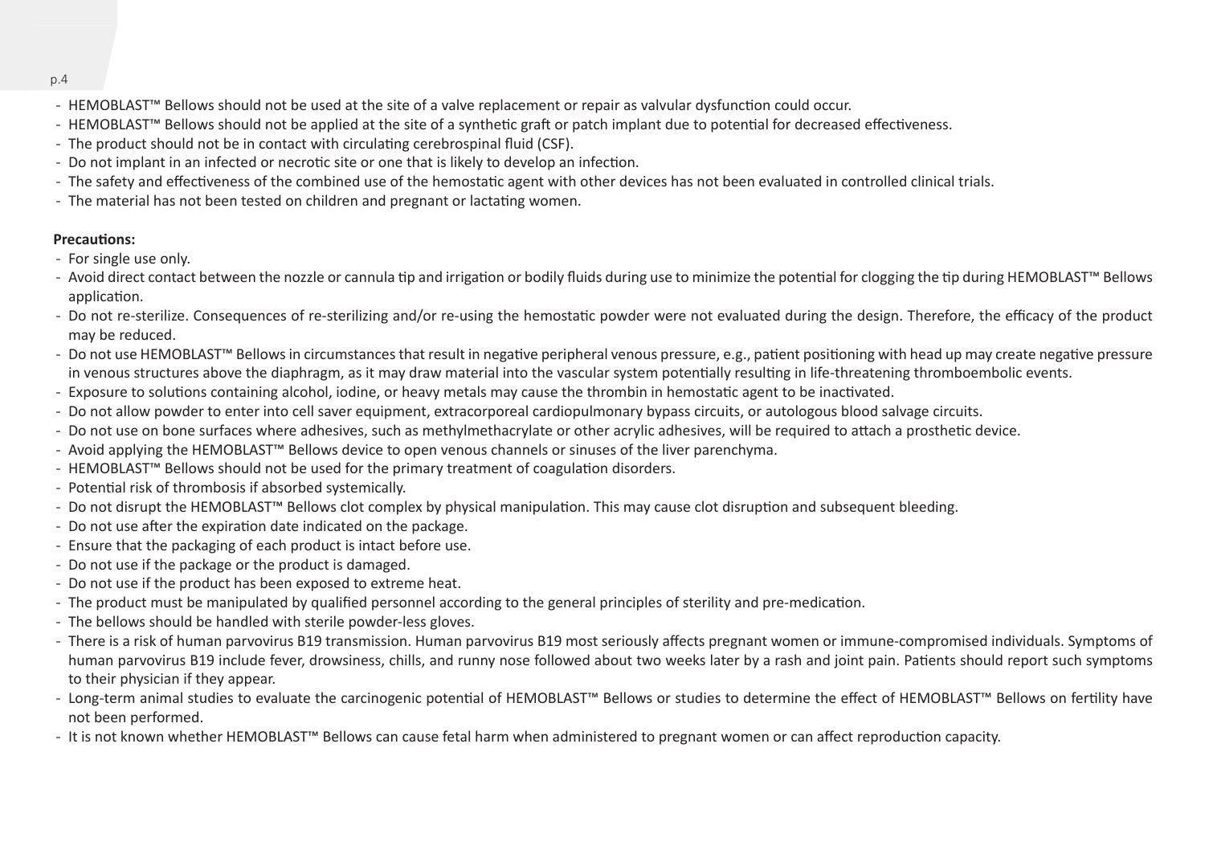- HEMOBLAST™ Bellows should not be used at the site of a valve replacement or repair as valvular dysfunction could occur.
- HEMOBLAST™ Bellows should not be applied at the site of a synthetic graft or patch implant due to potential for decreased effectiveness.
- The product should not be in contact with circulating cerebrospinal fluid (CSF).
- Do not implant in an infected or necrotic site or one that is likely to develop an infection.
- The safety and effectiveness of the combined use of the hemostatic agent with other devices has not been evaluated in controlled clinical trials.
- The material has not been tested on children and pregnant or lactating women.

**Precautions:**

- For single use only.
- Avoid direct contact between the nozzle or cannula tip and irrigation or bodily fluids during use to minimize the potential for clogging the tip during HEMOBLAST™ Bellows application.
- Do not re-sterilize. Consequences of re-sterilizing and/or re-using the hemostatic powder were not evaluated during the design. Therefore, the efficacy of the product may be reduced.
- Do not use HEMOBLAST™ Bellows in circumstances that result in negative peripheral venous pressure, e.g., patient positioning with head up may create negative pressure in venous structures above the diaphragm, as it may draw material into the vascular system potentially resulting in life-threatening thromboembolic events.
- Exposure to solutions containing alcohol, iodine, or heavy metals may cause the thrombin in hemostatic agent to be inactivated.
- Do not allow powder to enter into cell saver equipment, extracorporeal cardiopulmonary bypass circuits, or autologous blood salvage circuits.
- Do not use on bone surfaces where adhesives, such as methylmethacrylate or other acrylic adhesives, will be required to attach a prosthetic device.
- Avoid applying the HEMOBLAST™ Bellows device to open venous channels or sinuses of the liver parenchyma.
- HEMOBLAST™ Bellows should not be used for the primary treatment of coagulation disorders.
- Potential risk of thrombosis if absorbed systemically.
- Do not disrupt the HEMOBLAST™ Bellows clot complex by physical manipulation. This may cause clot disruption and subsequent bleeding.
- Do not use after the expiration date indicated on the package.
- Ensure that the packaging of each product is intact before use.
- Do not use if the package or the product is damaged.
- Do not use if the product has been exposed to extreme heat.
- The product must be manipulated by qualified personnel according to the general principles of sterility and pre-medication.
- The bellows should be handled with sterile powder-less gloves.
- There is a risk of human parvovirus B19 transmission. Human parvovirus B19 most seriously affects pregnant women or immune-compromised individuals. Symptoms of human parvovirus B19 include fever, drowsiness, chills, and runny nose followed about two weeks later by a rash and joint pain. Patients should report such symptoms to their physician if they appear.
- Long-term animal studies to evaluate the carcinogenic potential of HEMOBLAST™ Bellows or studies to determine the effect of HEMOBLAST™ Bellows on fertility have not been performed.
- It is not known whether HEMOBLAST™ Bellows can cause fetal harm when administered to pregnant women or can affect reproduction capacity.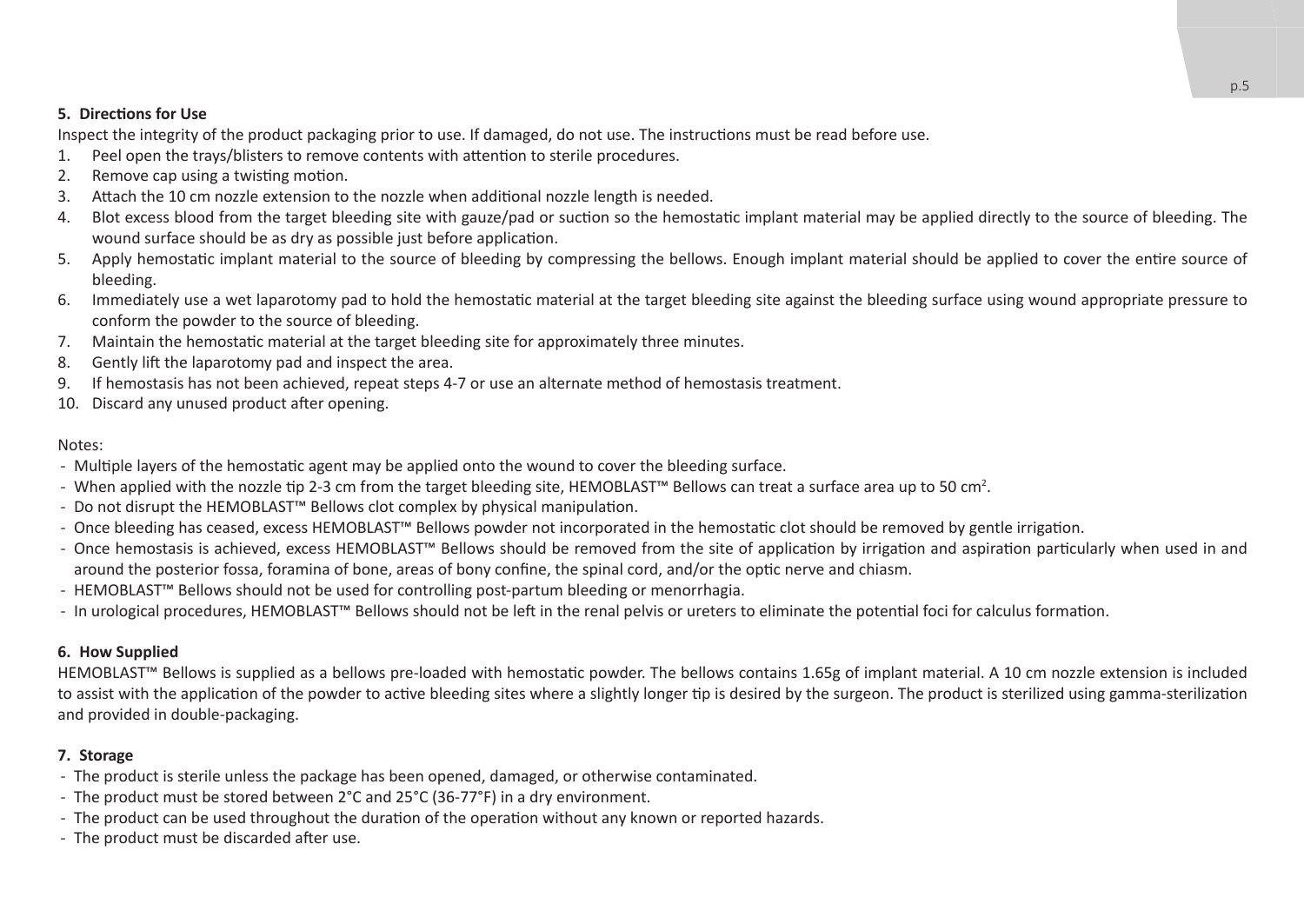## 5. Directions for Use

Inspect the integrity of the product packaging prior to use. If damaged, do not use. The instructions must be read before use.

1. Peel open the trays/blisters to remove contents with attention to sterile procedures.
2. Remove cap using a twisting motion.
3. Attach the 10 cm nozzle extension to the nozzle when additional nozzle length is needed.
4. Blot excess blood from the target bleeding site with gauze/pad or suction so the hemostatic implant material may be applied directly to the source of bleeding. The wound surface should be as dry as possible just before application.
5. Apply hemostatic implant material to the source of bleeding by compressing the bellows. Enough implant material should be applied to cover the entire source of bleeding.
6. Immediately use a wet laparotomy pad to hold the hemostatic material at the target bleeding site against the bleeding surface using wound appropriate pressure to conform the powder to the source of bleeding.
7. Maintain the hemostatic material at the target bleeding site for approximately three minutes.
8. Gently lift the laparotomy pad and inspect the area.
9. If hemostasis has not been achieved, repeat steps 4-7 or use an alternate method of hemostasis treatment.
10. Discard any unused product after opening.

Notes:

- Multiple layers of the hemostatic agent may be applied onto the wound to cover the bleeding surface.
- When applied with the nozzle tip 2-3 cm from the target bleeding site, HEMOBLAST™ Bellows can treat a surface area up to 50 cm$^2$.
- Do not disrupt the HEMOBLAST™ Bellows clot complex by physical manipulation.
- Once bleeding has ceased, excess HEMOBLAST™ Bellows powder not incorporated in the hemostatic clot should be removed by gentle irrigation.
- Once hemostasis is achieved, excess HEMOBLAST™ Bellows should be removed from the site of application by irrigation and aspiration particularly when used in and around the posterior fossa, foramina of bone, areas of bony confine, the spinal cord, and/or the optic nerve and chiasm.
- HEMOBLAST™ Bellows should not be used for controlling post-partum bleeding or menorrhagia.
- In urological procedures, HEMOBLAST™ Bellows should not be left in the renal pelvis or ureters to eliminate the potential foci for calculus formation.

## 6. How Supplied

HEMOBLAST™ Bellows is supplied as a bellows pre-loaded with hemostatic powder. The bellows contains 1.65g of implant material. A 10 cm nozzle extension is included to assist with the application of the powder to active bleeding sites where a slightly longer tip is desired by the surgeon. The product is sterilized using gamma-sterilization and provided in double-packaging.

## 7. Storage

- The product is sterile unless the package has been opened, damaged, or otherwise contaminated.
- The product must be stored between 2°C and 25°C (36-77°F) in a dry environment.
- The product can be used throughout the duration of the operation without any known or reported hazards.
- The product must be discarded after use.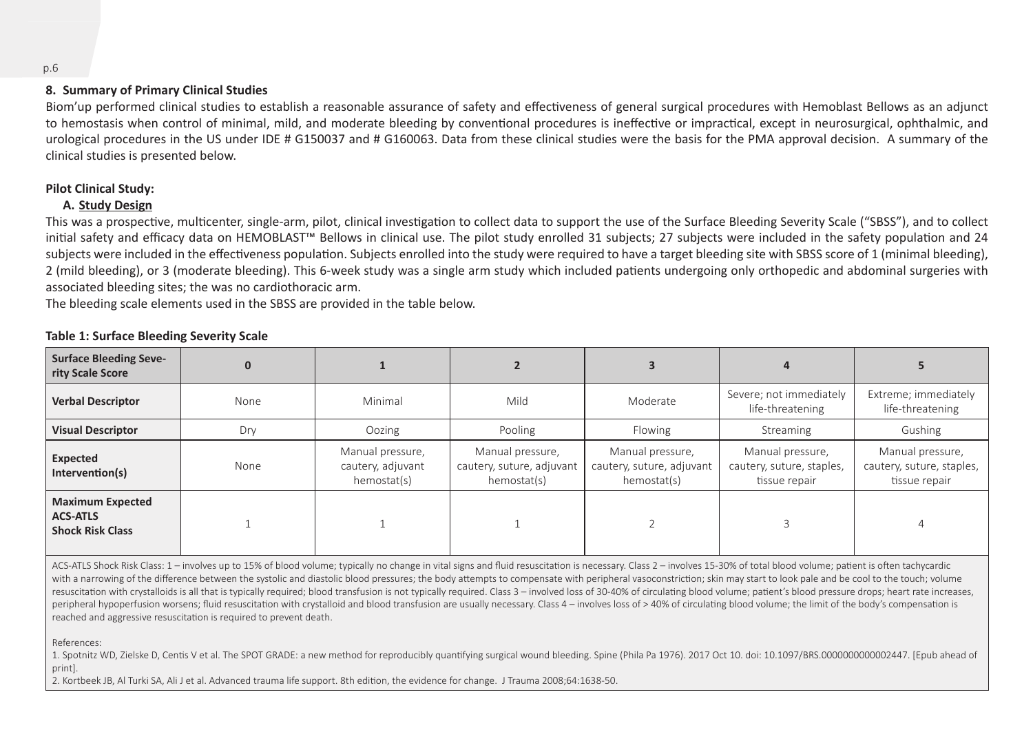## 8. Summary of Primary Clinical Studies

Biom'up performed clinical studies to establish a reasonable assurance of safety and effectiveness of general surgical procedures with Hemoblast Bellows as an adjunct to hemostasis when control of minimal, mild, and moderate bleeding by conventional procedures is ineffective or impractical, except in neurosurgical, ophthalmic, and urological procedures in the US under IDE # G150037 and # G160063. Data from these clinical studies were the basis for the PMA approval decision. A summary of the clinical studies is presented below.

### Pilot Clinical Study:

#### A. Study Design

This was a prospective, multicenter, single-arm, pilot, clinical investigation to collect data to support the use of the Surface Bleeding Severity Scale ("SBSS"), and to collect initial safety and efficacy data on HEMOBLAST™ Bellows in clinical use. The pilot study enrolled 31 subjects; 27 subjects were included in the safety population and 24 subjects were included in the effectiveness population. Subjects enrolled into the study were required to have a target bleeding site with SBSS score of 1 (minimal bleeding), 2 (mild bleeding), or 3 (moderate bleeding). This 6-week study was a single arm study which included patients undergoing only orthopedic and abdominal surgeries with associated bleeding sites; the was no cardiothoracic arm.

The bleeding scale elements used in the SBSS are provided in the table below.

**Table 1: Surface Bleeding Severity Scale**

| Surface Bleeding Severity Scale Score | 0 | 1 | 2 | 3 | 4 | 5 |
|---|---|---|---|---|---|---|
| **Verbal Descriptor** | None | Minimal | Mild | Moderate | Severe; not immediately life-threatening | Extreme; immediately life-threatening |
| **Visual Descriptor** | Dry | Oozing | Pooling | Flowing | Streaming | Gushing |
| **Expected Intervention(s)** | None | Manual pressure, cautery, adjuvant hemostat(s) | Manual pressure, cautery, suture, adjuvant hemostat(s) | Manual pressure, cautery, suture, adjuvant hemostat(s) | Manual pressure, cautery, suture, staples, tissue repair | Manual pressure, cautery, suture, staples, tissue repair |
| **Maximum Expected ACS-ATLS Shock Risk Class** | 1 | 1 | 1 | 2 | 3 | 4 |

ACS-ATLS Shock Risk Class: 1 – involves up to 15% of blood volume; typically no change in vital signs and fluid resuscitation is necessary. Class 2 – involves 15-30% of total blood volume; patient is often tachycardic with a narrowing of the difference between the systolic and diastolic blood pressures; the body attempts to compensate with peripheral vasoconstriction; skin may start to look pale and be cool to the touch; volume resuscitation with crystalloids is all that is typically required; blood transfusion is not typically required. Class 3 – involved loss of 30-40% of circulating blood volume; patient's blood pressure drops; heart rate increases, peripheral hypoperfusion worsens; fluid resuscitation with crystalloid and blood transfusion are usually necessary. Class 4 – involves loss of > 40% of circulating blood volume; the limit of the body's compensation is reached and aggressive resuscitation is required to prevent death.

References:

1. Spotnitz WD, Zielske D, Centis V et al. The SPOT GRADE: a new method for reproducibly quantifying surgical wound bleeding. Spine (Phila Pa 1976). 2017 Oct 10. doi: 10.1097/BRS.0000000000002447. [Epub ahead of print].
2. Kortbeek JB, Al Turki SA, Ali J et al. Advanced trauma life support. 8th edition, the evidence for change. J Trauma 2008;64:1638-50.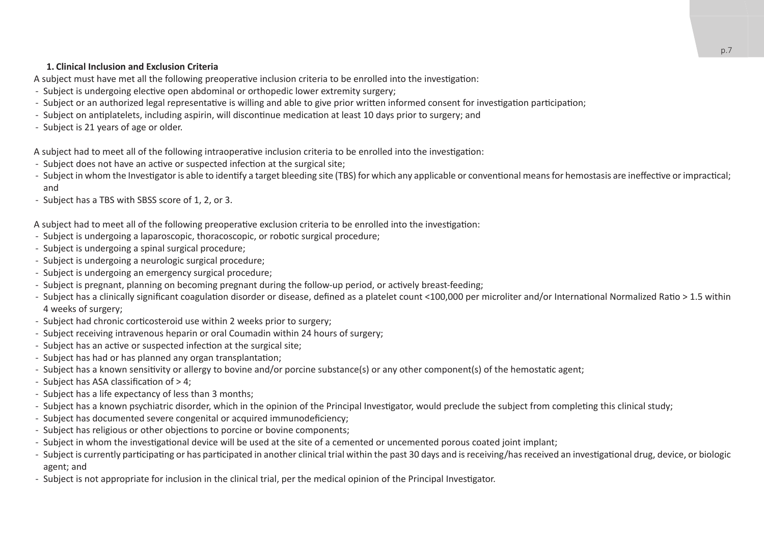### 1. Clinical Inclusion and Exclusion Criteria

A subject must have met all the following preoperative inclusion criteria to be enrolled into the investigation:

- Subject is undergoing elective open abdominal or orthopedic lower extremity surgery;
- Subject or an authorized legal representative is willing and able to give prior written informed consent for investigation participation;
- Subject on antiplatelets, including aspirin, will discontinue medication at least 10 days prior to surgery; and
- Subject is 21 years of age or older.

A subject had to meet all of the following intraoperative inclusion criteria to be enrolled into the investigation:

- Subject does not have an active or suspected infection at the surgical site;
- Subject in whom the Investigator is able to identify a target bleeding site (TBS) for which any applicable or conventional means for hemostasis are ineffective or impractical; and
- Subject has a TBS with SBSS score of 1, 2, or 3.

A subject had to meet all of the following preoperative exclusion criteria to be enrolled into the investigation:

- Subject is undergoing a laparoscopic, thoracoscopic, or robotic surgical procedure;
- Subject is undergoing a spinal surgical procedure;
- Subject is undergoing a neurologic surgical procedure;
- Subject is undergoing an emergency surgical procedure;
- Subject is pregnant, planning on becoming pregnant during the follow-up period, or actively breast-feeding;
- Subject has a clinically significant coagulation disorder or disease, defined as a platelet count <100,000 per microliter and/or International Normalized Ratio > 1.5 within 4 weeks of surgery;
- Subject had chronic corticosteroid use within 2 weeks prior to surgery;
- Subject receiving intravenous heparin or oral Coumadin within 24 hours of surgery;
- Subject has an active or suspected infection at the surgical site;
- Subject has had or has planned any organ transplantation;
- Subject has a known sensitivity or allergy to bovine and/or porcine substance(s) or any other component(s) of the hemostatic agent;
- Subject has ASA classification of > 4;
- Subject has a life expectancy of less than 3 months;
- Subject has a known psychiatric disorder, which in the opinion of the Principal Investigator, would preclude the subject from completing this clinical study;
- Subject has documented severe congenital or acquired immunodeficiency;
- Subject has religious or other objections to porcine or bovine components;
- Subject in whom the investigational device will be used at the site of a cemented or uncemented porous coated joint implant;
- Subject is currently participating or has participated in another clinical trial within the past 30 days and is receiving/has received an investigational drug, device, or biologic agent; and
- Subject is not appropriate for inclusion in the clinical trial, per the medical opinion of the Principal Investigator.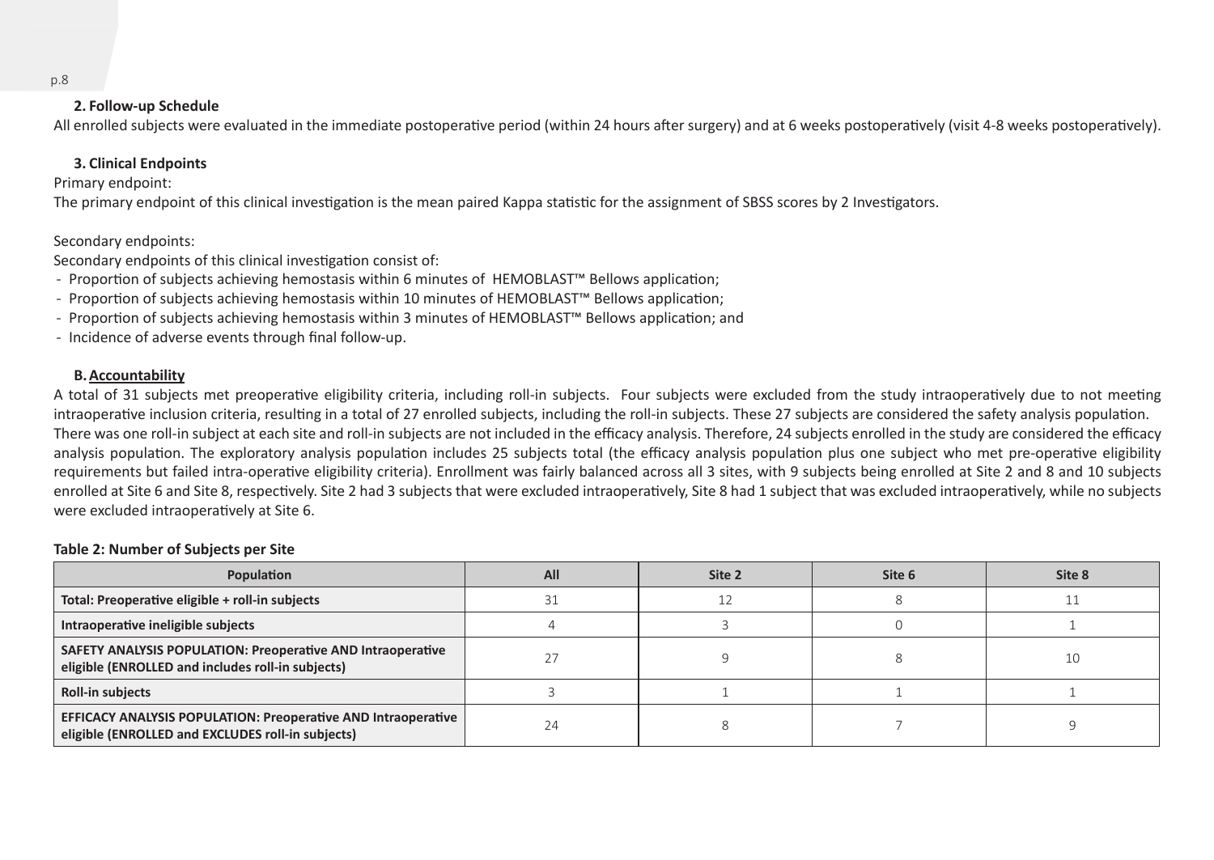### 2. Follow-up Schedule

All enrolled subjects were evaluated in the immediate postoperative period (within 24 hours after surgery) and at 6 weeks postoperatively (visit 4-8 weeks postoperatively).

### 3. Clinical Endpoints

Primary endpoint:

The primary endpoint of this clinical investigation is the mean paired Kappa statistic for the assignment of SBSS scores by 2 Investigators.

Secondary endpoints:

Secondary endpoints of this clinical investigation consist of:

- Proportion of subjects achieving hemostasis within 6 minutes of HEMOBLAST™ Bellows application;
- Proportion of subjects achieving hemostasis within 10 minutes of HEMOBLAST™ Bellows application;
- Proportion of subjects achieving hemostasis within 3 minutes of HEMOBLAST™ Bellows application; and
- Incidence of adverse events through final follow-up.

## B. Accountability

A total of 31 subjects met preoperative eligibility criteria, including roll-in subjects. Four subjects were excluded from the study intraoperatively due to not meeting intraoperative inclusion criteria, resulting in a total of 27 enrolled subjects, including the roll-in subjects. These 27 subjects are considered the safety analysis population. There was one roll-in subject at each site and roll-in subjects are not included in the efficacy analysis. Therefore, 24 subjects enrolled in the study are considered the efficacy analysis population. The exploratory analysis population includes 25 subjects total (the efficacy analysis population plus one subject who met pre-operative eligibility requirements but failed intra-operative eligibility criteria). Enrollment was fairly balanced across all 3 sites, with 9 subjects being enrolled at Site 2 and 8 and 10 subjects enrolled at Site 6 and Site 8, respectively. Site 2 had 3 subjects that were excluded intraoperatively, Site 8 had 1 subject that was excluded intraoperatively, while no subjects were excluded intraoperatively at Site 6.

**Table 2: Number of Subjects per Site**

| Population | All | Site 2 | Site 6 | Site 8 |
|---|---|---|---|---|
| **Total: Preoperative eligible + roll-in subjects** | 31 | 12 | 8 | 11 |
| **Intraoperative ineligible subjects** | 4 | 3 | 0 | 1 |
| **SAFETY ANALYSIS POPULATION: Preoperative AND Intraoperative eligible (ENROLLED and includes roll-in subjects)** | 27 | 9 | 8 | 10 |
| **Roll-in subjects** | 3 | 1 | 1 | 1 |
| **EFFICACY ANALYSIS POPULATION: Preoperative AND Intraoperative eligible (ENROLLED and EXCLUDES roll-in subjects)** | 24 | 8 | 7 | 9 |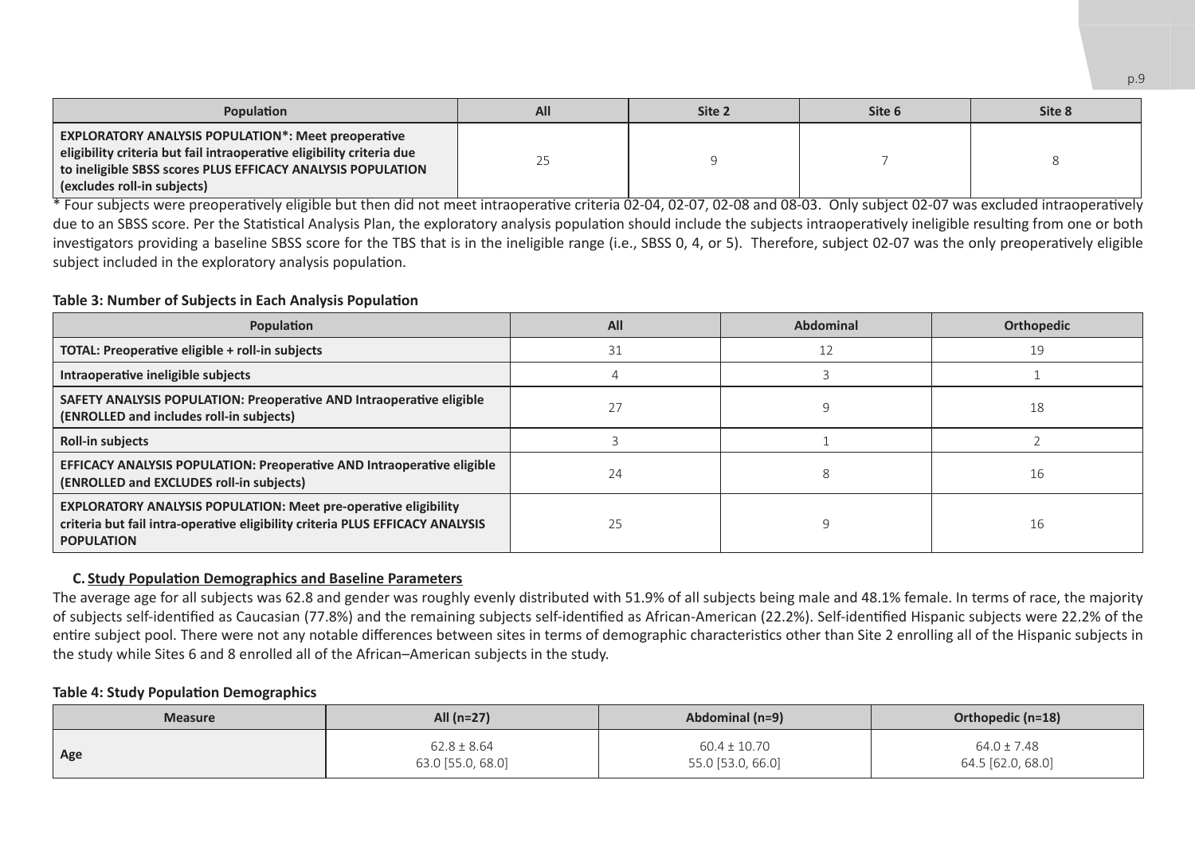| Population | All | Site 2 | Site 6 | Site 8 |
|---|---|---|---|---|
| **EXPLORATORY ANALYSIS POPULATION*: Meet preoperative eligibility criteria but fail intraoperative eligibility criteria due to ineligible SBSS scores PLUS EFFICACY ANALYSIS POPULATION (excludes roll-in subjects)** | 25 | 9 | 7 | 8 |

* Four subjects were preoperatively eligible but then did not meet intraoperative criteria 02-04, 02-07, 02-08 and 08-03. Only subject 02-07 was excluded intraoperatively due to an SBSS score. Per the Statistical Analysis Plan, the exploratory analysis population should include the subjects intraoperatively ineligible resulting from one or both investigators providing a baseline SBSS score for the TBS that is in the ineligible range (i.e., SBSS 0, 4, or 5). Therefore, subject 02-07 was the only preoperatively eligible subject included in the exploratory analysis population.

**Table 3: Number of Subjects in Each Analysis Population**

| Population | All | Abdominal | Orthopedic |
|---|---|---|---|
| **TOTAL: Preoperative eligible + roll-in subjects** | 31 | 12 | 19 |
| **Intraoperative ineligible subjects** | 4 | 3 | 1 |
| **SAFETY ANALYSIS POPULATION: Preoperative AND Intraoperative eligible (ENROLLED and includes roll-in subjects)** | 27 | 9 | 18 |
| **Roll-in subjects** | 3 | 1 | 2 |
| **EFFICACY ANALYSIS POPULATION: Preoperative AND Intraoperative eligible (ENROLLED and EXCLUDES roll-in subjects)** | 24 | 8 | 16 |
| **EXPLORATORY ANALYSIS POPULATION: Meet pre-operative eligibility criteria but fail intra-operative eligibility criteria PLUS EFFICACY ANALYSIS POPULATION** | 25 | 9 | 16 |

### C. Study Population Demographics and Baseline Parameters

The average age for all subjects was 62.8 and gender was roughly evenly distributed with 51.9% of all subjects being male and 48.1% female. In terms of race, the majority of subjects self-identified as Caucasian (77.8%) and the remaining subjects self-identified as African-American (22.2%). Self-identified Hispanic subjects were 22.2% of the entire subject pool. There were not any notable differences between sites in terms of demographic characteristics other than Site 2 enrolling all of the Hispanic subjects in the study while Sites 6 and 8 enrolled all of the African–American subjects in the study.

**Table 4: Study Population Demographics**

| Measure | All (n=27) | Abdominal (n=9) | Orthopedic (n=18) |
|---|---|---|---|
| **Age** | 62.8 ± 8.64<br>63.0 [55.0, 68.0] | 60.4 ± 10.70<br>55.0 [53.0, 66.0] | 64.0 ± 7.48<br>64.5 [62.0, 68.0] |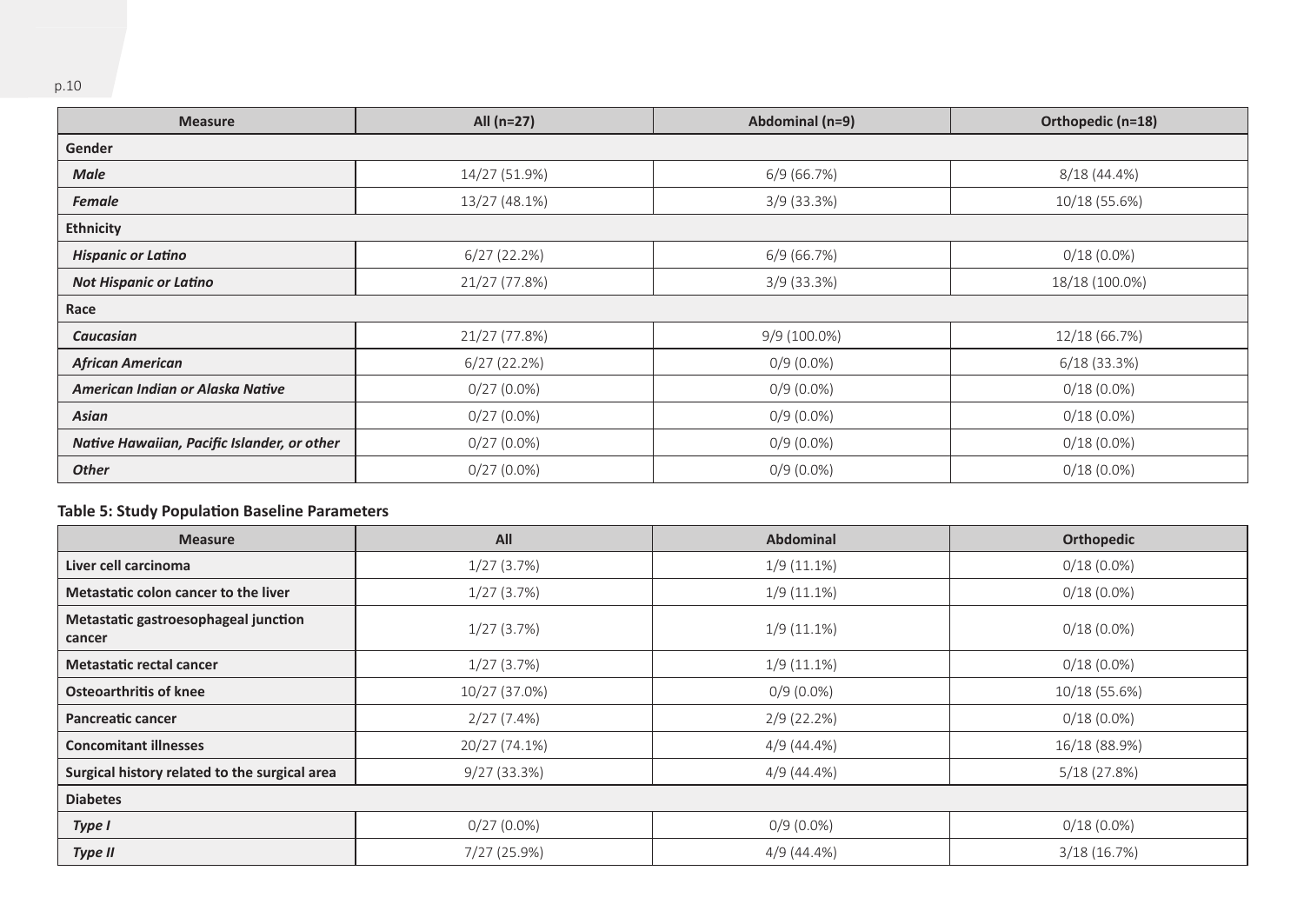| Measure | All (n=27) | Abdominal (n=9) | Orthopedic (n=18) |
|---|---|---|---|
| **Gender** | | | |
| ***Male*** | 14/27 (51.9%) | 6/9 (66.7%) | 8/18 (44.4%) |
| ***Female*** | 13/27 (48.1%) | 3/9 (33.3%) | 10/18 (55.6%) |
| **Ethnicity** | | | |
| ***Hispanic or Latino*** | 6/27 (22.2%) | 6/9 (66.7%) | 0/18 (0.0%) |
| ***Not Hispanic or Latino*** | 21/27 (77.8%) | 3/9 (33.3%) | 18/18 (100.0%) |
| **Race** | | | |
| ***Caucasian*** | 21/27 (77.8%) | 9/9 (100.0%) | 12/18 (66.7%) |
| ***African American*** | 6/27 (22.2%) | 0/9 (0.0%) | 6/18 (33.3%) |
| ***American Indian or Alaska Native*** | 0/27 (0.0%) | 0/9 (0.0%) | 0/18 (0.0%) |
| ***Asian*** | 0/27 (0.0%) | 0/9 (0.0%) | 0/18 (0.0%) |
| ***Native Hawaiian, Pacific Islander, or other*** | 0/27 (0.0%) | 0/9 (0.0%) | 0/18 (0.0%) |
| ***Other*** | 0/27 (0.0%) | 0/9 (0.0%) | 0/18 (0.0%) |

**Table 5: Study Population Baseline Parameters**

| Measure | All | Abdominal | Orthopedic |
|---|---|---|---|
| **Liver cell carcinoma** | 1/27 (3.7%) | 1/9 (11.1%) | 0/18 (0.0%) |
| **Metastatic colon cancer to the liver** | 1/27 (3.7%) | 1/9 (11.1%) | 0/18 (0.0%) |
| **Metastatic gastroesophageal junction cancer** | 1/27 (3.7%) | 1/9 (11.1%) | 0/18 (0.0%) |
| **Metastatic rectal cancer** | 1/27 (3.7%) | 1/9 (11.1%) | 0/18 (0.0%) |
| **Osteoarthritis of knee** | 10/27 (37.0%) | 0/9 (0.0%) | 10/18 (55.6%) |
| **Pancreatic cancer** | 2/27 (7.4%) | 2/9 (22.2%) | 0/18 (0.0%) |
| **Concomitant illnesses** | 20/27 (74.1%) | 4/9 (44.4%) | 16/18 (88.9%) |
| **Surgical history related to the surgical area** | 9/27 (33.3%) | 4/9 (44.4%) | 5/18 (27.8%) |
| **Diabetes** | | | |
| ***Type I*** | 0/27 (0.0%) | 0/9 (0.0%) | 0/18 (0.0%) |
| ***Type II*** | 7/27 (25.9%) | 4/9 (44.4%) | 3/18 (16.7%) |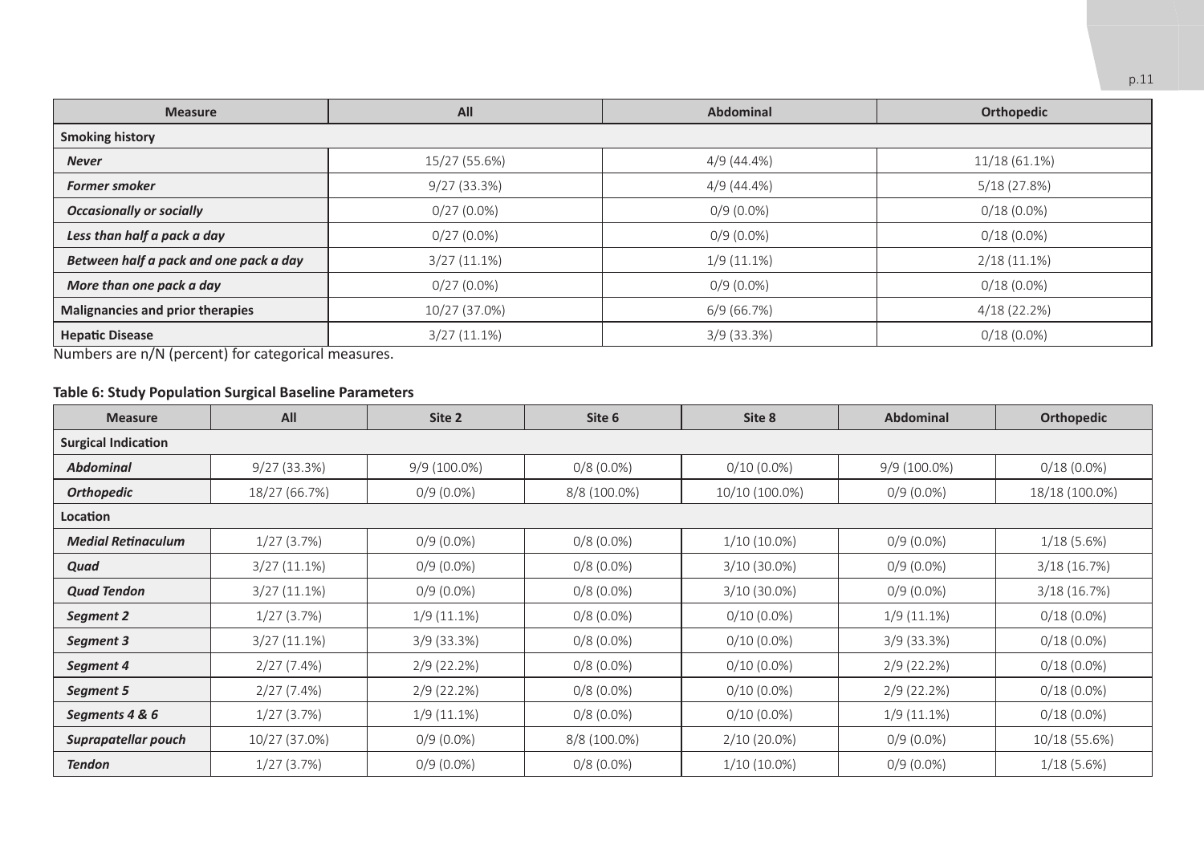| Measure | All | Abdominal | Orthopedic |
|---|---|---|---|
| **Smoking history** | | | |
| ***Never*** | 15/27 (55.6%) | 4/9 (44.4%) | 11/18 (61.1%) |
| ***Former smoker*** | 9/27 (33.3%) | 4/9 (44.4%) | 5/18 (27.8%) |
| ***Occasionally or socially*** | 0/27 (0.0%) | 0/9 (0.0%) | 0/18 (0.0%) |
| ***Less than half a pack a day*** | 0/27 (0.0%) | 0/9 (0.0%) | 0/18 (0.0%) |
| ***Between half a pack and one pack a day*** | 3/27 (11.1%) | 1/9 (11.1%) | 2/18 (11.1%) |
| ***More than one pack a day*** | 0/27 (0.0%) | 0/9 (0.0%) | 0/18 (0.0%) |
| **Malignancies and prior therapies** | 10/27 (37.0%) | 6/9 (66.7%) | 4/18 (22.2%) |
| **Hepatic Disease** | 3/27 (11.1%) | 3/9 (33.3%) | 0/18 (0.0%) |

Numbers are n/N (percent) for categorical measures.

**Table 6: Study Population Surgical Baseline Parameters**

| Measure | All | Site 2 | Site 6 | Site 8 | Abdominal | Orthopedic |
|---|---|---|---|---|---|---|
| **Surgical Indication** | | | | | | |
| ***Abdominal*** | 9/27 (33.3%) | 9/9 (100.0%) | 0/8 (0.0%) | 0/10 (0.0%) | 9/9 (100.0%) | 0/18 (0.0%) |
| ***Orthopedic*** | 18/27 (66.7%) | 0/9 (0.0%) | 8/8 (100.0%) | 10/10 (100.0%) | 0/9 (0.0%) | 18/18 (100.0%) |
| **Location** | | | | | | |
| ***Medial Retinaculum*** | 1/27 (3.7%) | 0/9 (0.0%) | 0/8 (0.0%) | 1/10 (10.0%) | 0/9 (0.0%) | 1/18 (5.6%) |
| ***Quad*** | 3/27 (11.1%) | 0/9 (0.0%) | 0/8 (0.0%) | 3/10 (30.0%) | 0/9 (0.0%) | 3/18 (16.7%) |
| ***Quad Tendon*** | 3/27 (11.1%) | 0/9 (0.0%) | 0/8 (0.0%) | 3/10 (30.0%) | 0/9 (0.0%) | 3/18 (16.7%) |
| ***Segment 2*** | 1/27 (3.7%) | 1/9 (11.1%) | 0/8 (0.0%) | 0/10 (0.0%) | 1/9 (11.1%) | 0/18 (0.0%) |
| ***Segment 3*** | 3/27 (11.1%) | 3/9 (33.3%) | 0/8 (0.0%) | 0/10 (0.0%) | 3/9 (33.3%) | 0/18 (0.0%) |
| ***Segment 4*** | 2/27 (7.4%) | 2/9 (22.2%) | 0/8 (0.0%) | 0/10 (0.0%) | 2/9 (22.2%) | 0/18 (0.0%) |
| ***Segment 5*** | 2/27 (7.4%) | 2/9 (22.2%) | 0/8 (0.0%) | 0/10 (0.0%) | 2/9 (22.2%) | 0/18 (0.0%) |
| ***Segments 4 & 6*** | 1/27 (3.7%) | 1/9 (11.1%) | 0/8 (0.0%) | 0/10 (0.0%) | 1/9 (11.1%) | 0/18 (0.0%) |
| ***Suprapatellar pouch*** | 10/27 (37.0%) | 0/9 (0.0%) | 8/8 (100.0%) | 2/10 (20.0%) | 0/9 (0.0%) | 10/18 (55.6%) |
| ***Tendon*** | 1/27 (3.7%) | 0/9 (0.0%) | 0/8 (0.0%) | 1/10 (10.0%) | 0/9 (0.0%) | 1/18 (5.6%) |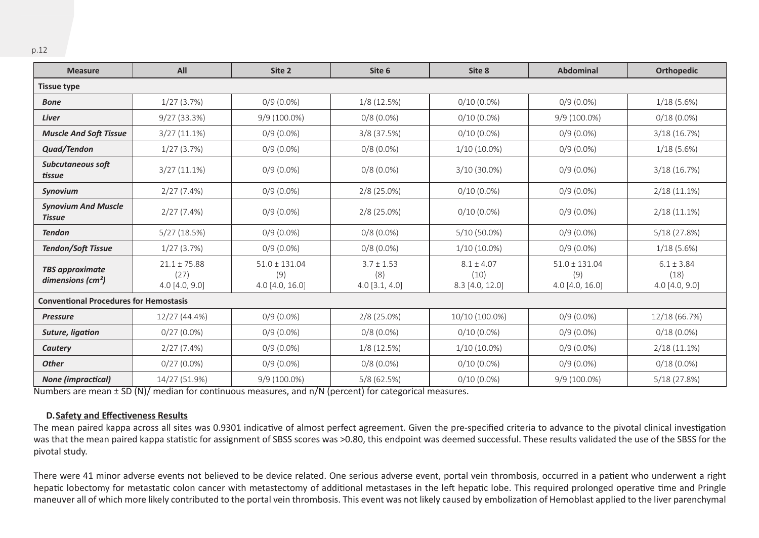| Measure | All | Site 2 | Site 6 | Site 8 | Abdominal | Orthopedic |
|---|---|---|---|---|---|---|
| **Tissue type** | | | | | | |
| ***Bone*** | 1/27 (3.7%) | 0/9 (0.0%) | 1/8 (12.5%) | 0/10 (0.0%) | 0/9 (0.0%) | 1/18 (5.6%) |
| ***Liver*** | 9/27 (33.3%) | 9/9 (100.0%) | 0/8 (0.0%) | 0/10 (0.0%) | 9/9 (100.0%) | 0/18 (0.0%) |
| ***Muscle And Soft Tissue*** | 3/27 (11.1%) | 0/9 (0.0%) | 3/8 (37.5%) | 0/10 (0.0%) | 0/9 (0.0%) | 3/18 (16.7%) |
| ***Quad/Tendon*** | 1/27 (3.7%) | 0/9 (0.0%) | 0/8 (0.0%) | 1/10 (10.0%) | 0/9 (0.0%) | 1/18 (5.6%) |
| ***Subcutaneous soft tissue*** | 3/27 (11.1%) | 0/9 (0.0%) | 0/8 (0.0%) | 3/10 (30.0%) | 0/9 (0.0%) | 3/18 (16.7%) |
| ***Synovium*** | 2/27 (7.4%) | 0/9 (0.0%) | 2/8 (25.0%) | 0/10 (0.0%) | 0/9 (0.0%) | 2/18 (11.1%) |
| ***Synovium And Muscle Tissue*** | 2/27 (7.4%) | 0/9 (0.0%) | 2/8 (25.0%) | 0/10 (0.0%) | 0/9 (0.0%) | 2/18 (11.1%) |
| ***Tendon*** | 5/27 (18.5%) | 0/9 (0.0%) | 0/8 (0.0%) | 5/10 (50.0%) | 0/9 (0.0%) | 5/18 (27.8%) |
| ***Tendon/Soft Tissue*** | 1/27 (3.7%) | 0/9 (0.0%) | 0/8 (0.0%) | 1/10 (10.0%) | 0/9 (0.0%) | 1/18 (5.6%) |
| ***TBS approximate dimensions ($cm^2$)*** | 21.1 ± 75.88 (27) 4.0 [4.0, 9.0] | 51.0 ± 131.04 (9) 4.0 [4.0, 16.0] | 3.7 ± 1.53 (8) 4.0 [3.1, 4.0] | 8.1 ± 4.07 (10) 8.3 [4.0, 12.0] | 51.0 ± 131.04 (9) 4.0 [4.0, 16.0] | 6.1 ± 3.84 (18) 4.0 [4.0, 9.0] |
| **Conventional Procedures for Hemostasis** | | | | | | |
| ***Pressure*** | 12/27 (44.4%) | 0/9 (0.0%) | 2/8 (25.0%) | 10/10 (100.0%) | 0/9 (0.0%) | 12/18 (66.7%) |
| ***Suture, ligation*** | 0/27 (0.0%) | 0/9 (0.0%) | 0/8 (0.0%) | 0/10 (0.0%) | 0/9 (0.0%) | 0/18 (0.0%) |
| ***Cautery*** | 2/27 (7.4%) | 0/9 (0.0%) | 1/8 (12.5%) | 1/10 (10.0%) | 0/9 (0.0%) | 2/18 (11.1%) |
| ***Other*** | 0/27 (0.0%) | 0/9 (0.0%) | 0/8 (0.0%) | 0/10 (0.0%) | 0/9 (0.0%) | 0/18 (0.0%) |
| ***None (impractical)*** | 14/27 (51.9%) | 9/9 (100.0%) | 5/8 (62.5%) | 0/10 (0.0%) | 9/9 (100.0%) | 5/18 (27.8%) |

Numbers are mean ± SD (N)/ median for continuous measures, and n/N (percent) for categorical measures.

#### D. Safety and Effectiveness Results

The mean paired kappa across all sites was 0.9301 indicative of almost perfect agreement. Given the pre-specified criteria to advance to the pivotal clinical investigation was that the mean paired kappa statistic for assignment of SBSS scores was >0.80, this endpoint was deemed successful. These results validated the use of the SBSS for the pivotal study.

There were 41 minor adverse events not believed to be device related. One serious adverse event, portal vein thrombosis, occurred in a patient who underwent a right hepatic lobectomy for metastatic colon cancer with metastectomy of additional metastases in the left hepatic lobe. This required prolonged operative time and Pringle maneuver all of which more likely contributed to the portal vein thrombosis. This event was not likely caused by embolization of Hemoblast applied to the liver parenchymal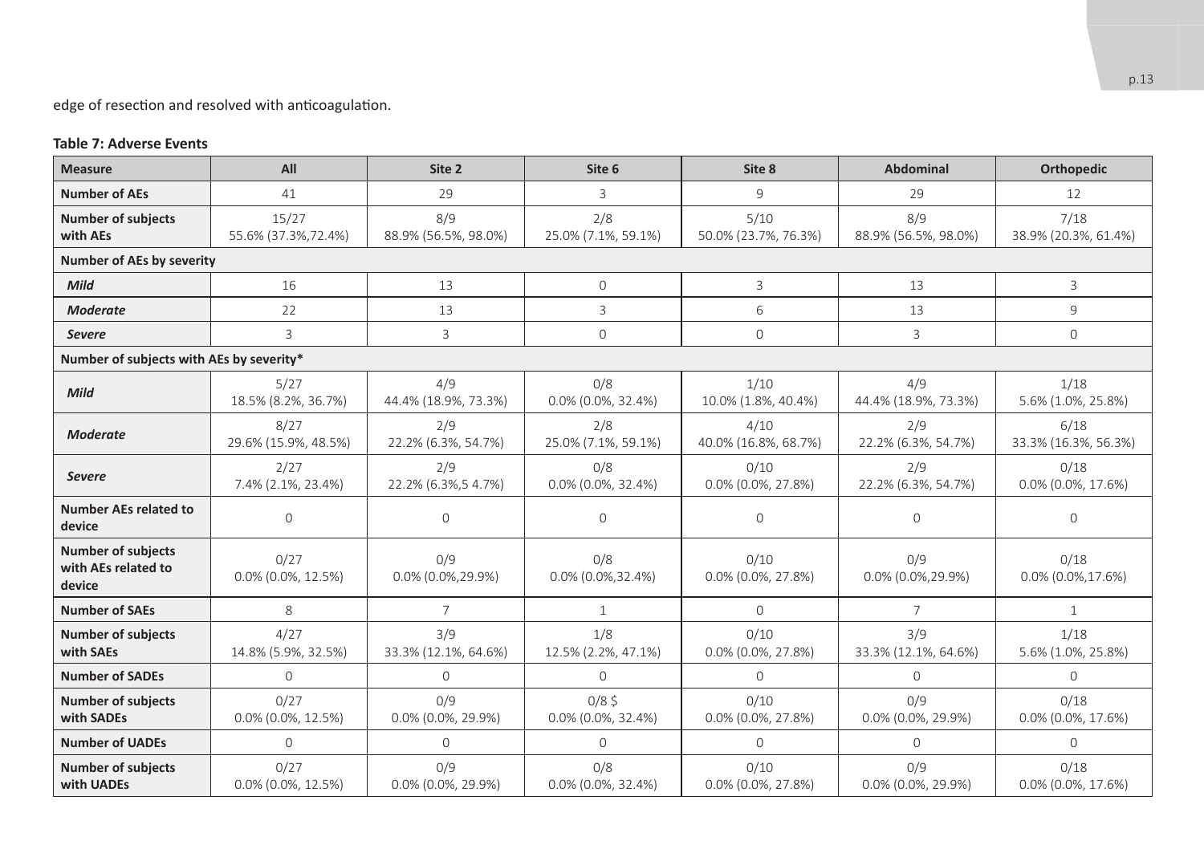edge of resection and resolved with anticoagulation.

**Table 7: Adverse Events**

| Measure | All | Site 2 | Site 6 | Site 8 | Abdominal | Orthopedic |
|---|---|---|---|---|---|---|
| **Number of AEs** | 41 | 29 | 3 | 9 | 29 | 12 |
| **Number of subjects with AEs** | 15/27 55.6% (37.3%,72.4%) | 8/9 88.9% (56.5%, 98.0%) | 2/8 25.0% (7.1%, 59.1%) | 5/10 50.0% (23.7%, 76.3%) | 8/9 88.9% (56.5%, 98.0%) | 7/18 38.9% (20.3%, 61.4%) |
| **Number of AEs by severity** | | | | | | |
| ***Mild*** | 16 | 13 | 0 | 3 | 13 | 3 |
| ***Moderate*** | 22 | 13 | 3 | 6 | 13 | 9 |
| ***Severe*** | 3 | 3 | 0 | 0 | 3 | 0 |
| **Number of subjects with AEs by severity*** | | | | | | |
| ***Mild*** | 5/27 18.5% (8.2%, 36.7%) | 4/9 44.4% (18.9%, 73.3%) | 0/8 0.0% (0.0%, 32.4%) | 1/10 10.0% (1.8%, 40.4%) | 4/9 44.4% (18.9%, 73.3%) | 1/18 5.6% (1.0%, 25.8%) |
| ***Moderate*** | 8/27 29.6% (15.9%, 48.5%) | 2/9 22.2% (6.3%, 54.7%) | 2/8 25.0% (7.1%, 59.1%) | 4/10 40.0% (16.8%, 68.7%) | 2/9 22.2% (6.3%, 54.7%) | 6/18 33.3% (16.3%, 56.3%) |
| ***Severe*** | 2/27 7.4% (2.1%, 23.4%) | 2/9 22.2% (6.3%,5 4.7%) | 0/8 0.0% (0.0%, 32.4%) | 0/10 0.0% (0.0%, 27.8%) | 2/9 22.2% (6.3%, 54.7%) | 0/18 0.0% (0.0%, 17.6%) |
| **Number AEs related to device** | 0 | 0 | 0 | 0 | 0 | 0 |
| **Number of subjects with AEs related to device** | 0/27 0.0% (0.0%, 12.5%) | 0/9 0.0% (0.0%,29.9%) | 0/8 0.0% (0.0%,32.4%) | 0/10 0.0% (0.0%, 27.8%) | 0/9 0.0% (0.0%,29.9%) | 0/18 0.0% (0.0%,17.6%) |
| **Number of SAEs** | 8 | 7 | 1 | 0 | 7 | 1 |
| **Number of subjects with SAEs** | 4/27 14.8% (5.9%, 32.5%) | 3/9 33.3% (12.1%, 64.6%) | 1/8 12.5% (2.2%, 47.1%) | 0/10 0.0% (0.0%, 27.8%) | 3/9 33.3% (12.1%, 64.6%) | 1/18 5.6% (1.0%, 25.8%) |
| **Number of SADEs** | 0 | 0 | 0 | 0 | 0 | 0 |
| **Number of subjects with SADEs** | 0/27 0.0% (0.0%, 12.5%) | 0/9 0.0% (0.0%, 29.9%) | 0/8 $ 0.0% (0.0%, 32.4%) | 0/10 0.0% (0.0%, 27.8%) | 0/9 0.0% (0.0%, 29.9%) | 0/18 0.0% (0.0%, 17.6%) |
| **Number of UADEs** | 0 | 0 | 0 | 0 | 0 | 0 |
| **Number of subjects with UADEs** | 0/27 0.0% (0.0%, 12.5%) | 0/9 0.0% (0.0%, 29.9%) | 0/8 0.0% (0.0%, 32.4%) | 0/10 0.0% (0.0%, 27.8%) | 0/9 0.0% (0.0%, 29.9%) | 0/18 0.0% (0.0%, 17.6%) |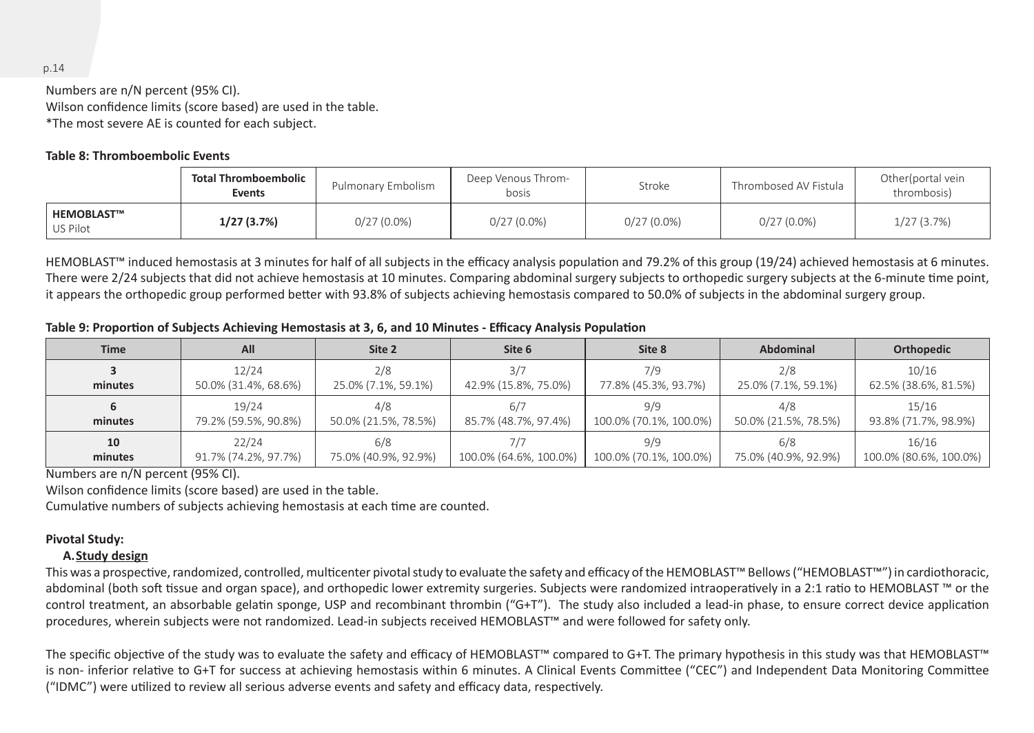Numbers are n/N percent (95% CI).
Wilson confidence limits (score based) are used in the table.
*The most severe AE is counted for each subject.

**Table 8: Thromboembolic Events**

| | **Total Thromboembolic Events** | Pulmonary Embolism | Deep Venous Thrombosis | Stroke | Thrombosed AV Fistula | Other(portal vein thrombosis) |
|---|---|---|---|---|---|---|
| **HEMOBLAST™** US Pilot | **1/27 (3.7%)** | 0/27 (0.0%) | 0/27 (0.0%) | 0/27 (0.0%) | 0/27 (0.0%) | 1/27 (3.7%) |

HEMOBLAST™ induced hemostasis at 3 minutes for half of all subjects in the efficacy analysis population and 79.2% of this group (19/24) achieved hemostasis at 6 minutes. There were 2/24 subjects that did not achieve hemostasis at 10 minutes. Comparing abdominal surgery subjects to orthopedic surgery subjects at the 6-minute time point, it appears the orthopedic group performed better with 93.8% of subjects achieving hemostasis compared to 50.0% of subjects in the abdominal surgery group.

**Table 9: Proportion of Subjects Achieving Hemostasis at 3, 6, and 10 Minutes - Efficacy Analysis Population**

| Time | All | Site 2 | Site 6 | Site 8 | Abdominal | Orthopedic |
|---|---|---|---|---|---|---|
| **3 minutes** | 12/24<br>50.0% (31.4%, 68.6%) | 2/8<br>25.0% (7.1%, 59.1%) | 3/7<br>42.9% (15.8%, 75.0%) | 7/9<br>77.8% (45.3%, 93.7%) | 2/8<br>25.0% (7.1%, 59.1%) | 10/16<br>62.5% (38.6%, 81.5%) |
| **6 minutes** | 19/24<br>79.2% (59.5%, 90.8%) | 4/8<br>50.0% (21.5%, 78.5%) | 6/7<br>85.7% (48.7%, 97.4%) | 9/9<br>100.0% (70.1%, 100.0%) | 4/8<br>50.0% (21.5%, 78.5%) | 15/16<br>93.8% (71.7%, 98.9%) |
| **10 minutes** | 22/24<br>91.7% (74.2%, 97.7%) | 6/8<br>75.0% (40.9%, 92.9%) | 7/7<br>100.0% (64.6%, 100.0%) | 9/9<br>100.0% (70.1%, 100.0%) | 6/8<br>75.0% (40.9%, 92.9%) | 16/16<br>100.0% (80.6%, 100.0%) |

Numbers are n/N percent (95% CI).
Wilson confidence limits (score based) are used in the table.
Cumulative numbers of subjects achieving hemostasis at each time are counted.

**Pivotal Study:**

**A. Study design**

This was a prospective, randomized, controlled, multicenter pivotal study to evaluate the safety and efficacy of the HEMOBLAST™ Bellows ("HEMOBLAST™") in cardiothoracic, abdominal (both soft tissue and organ space), and orthopedic lower extremity surgeries. Subjects were randomized intraoperatively in a 2:1 ratio to HEMOBLAST ™ or the control treatment, an absorbable gelatin sponge, USP and recombinant thrombin ("G+T"). The study also included a lead-in phase, to ensure correct device application procedures, wherein subjects were not randomized. Lead-in subjects received HEMOBLAST™ and were followed for safety only.

The specific objective of the study was to evaluate the safety and efficacy of HEMOBLAST™ compared to G+T. The primary hypothesis in this study was that HEMOBLAST™ is non- inferior relative to G+T for success at achieving hemostasis within 6 minutes. A Clinical Events Committee ("CEC") and Independent Data Monitoring Committee ("IDMC") were utilized to review all serious adverse events and safety and efficacy data, respectively.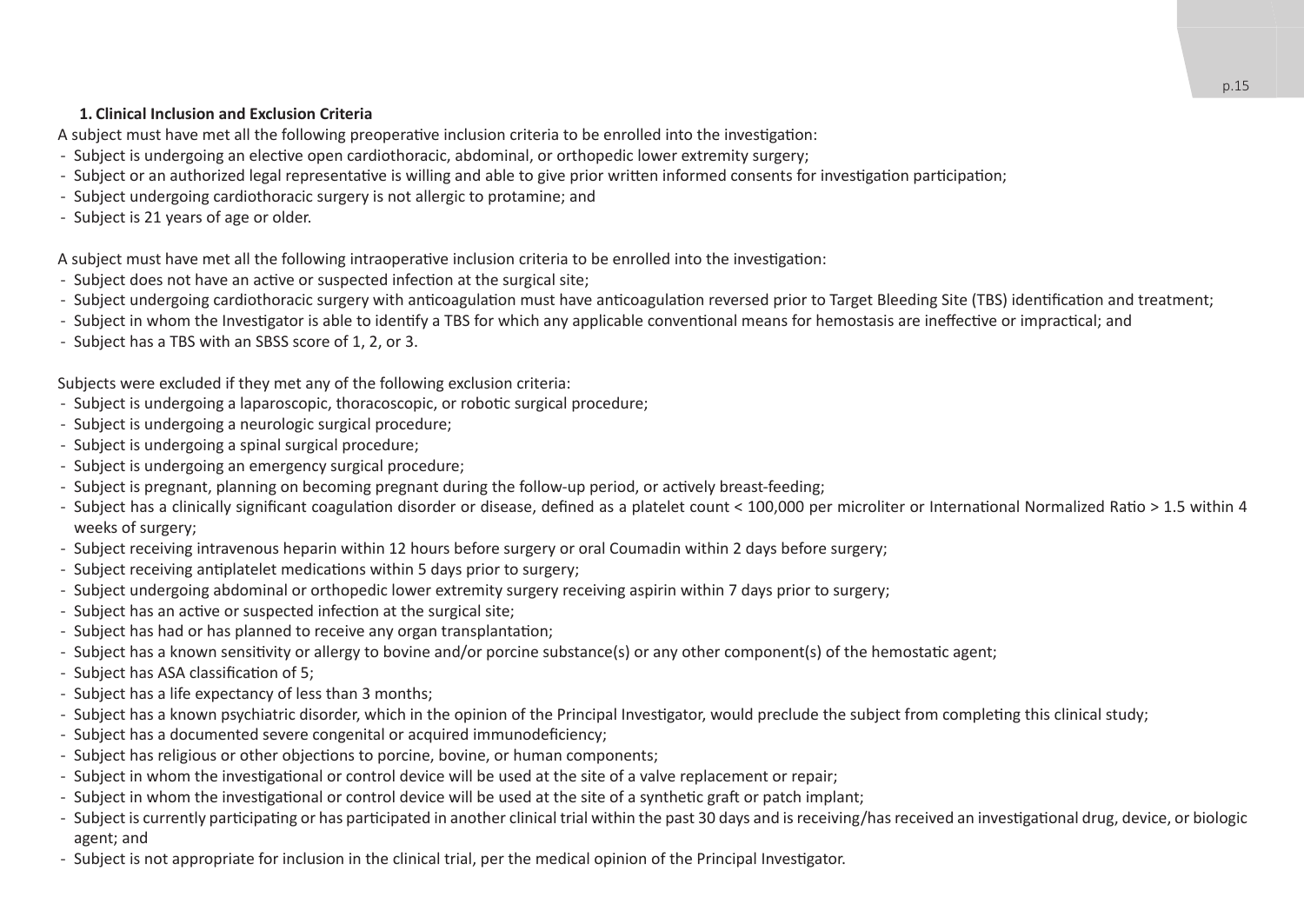### 1. Clinical Inclusion and Exclusion Criteria

A subject must have met all the following preoperative inclusion criteria to be enrolled into the investigation:

- Subject is undergoing an elective open cardiothoracic, abdominal, or orthopedic lower extremity surgery;
- Subject or an authorized legal representative is willing and able to give prior written informed consents for investigation participation;
- Subject undergoing cardiothoracic surgery is not allergic to protamine; and
- Subject is 21 years of age or older.

A subject must have met all the following intraoperative inclusion criteria to be enrolled into the investigation:

- Subject does not have an active or suspected infection at the surgical site;
- Subject undergoing cardiothoracic surgery with anticoagulation must have anticoagulation reversed prior to Target Bleeding Site (TBS) identification and treatment;
- Subject in whom the Investigator is able to identify a TBS for which any applicable conventional means for hemostasis are ineffective or impractical; and
- Subject has a TBS with an SBSS score of 1, 2, or 3.

Subjects were excluded if they met any of the following exclusion criteria:

- Subject is undergoing a laparoscopic, thoracoscopic, or robotic surgical procedure;
- Subject is undergoing a neurologic surgical procedure;
- Subject is undergoing a spinal surgical procedure;
- Subject is undergoing an emergency surgical procedure;
- Subject is pregnant, planning on becoming pregnant during the follow-up period, or actively breast-feeding;
- Subject has a clinically significant coagulation disorder or disease, defined as a platelet count < 100,000 per microliter or International Normalized Ratio > 1.5 within 4 weeks of surgery;
- Subject receiving intravenous heparin within 12 hours before surgery or oral Coumadin within 2 days before surgery;
- Subject receiving antiplatelet medications within 5 days prior to surgery;
- Subject undergoing abdominal or orthopedic lower extremity surgery receiving aspirin within 7 days prior to surgery;
- Subject has an active or suspected infection at the surgical site;
- Subject has had or has planned to receive any organ transplantation;
- Subject has a known sensitivity or allergy to bovine and/or porcine substance(s) or any other component(s) of the hemostatic agent;
- Subject has ASA classification of 5;
- Subject has a life expectancy of less than 3 months;
- Subject has a known psychiatric disorder, which in the opinion of the Principal Investigator, would preclude the subject from completing this clinical study;
- Subject has a documented severe congenital or acquired immunodeficiency;
- Subject has religious or other objections to porcine, bovine, or human components;
- Subject in whom the investigational or control device will be used at the site of a valve replacement or repair;
- Subject in whom the investigational or control device will be used at the site of a synthetic graft or patch implant;
- Subject is currently participating or has participated in another clinical trial within the past 30 days and is receiving/has received an investigational drug, device, or biologic agent; and
- Subject is not appropriate for inclusion in the clinical trial, per the medical opinion of the Principal Investigator.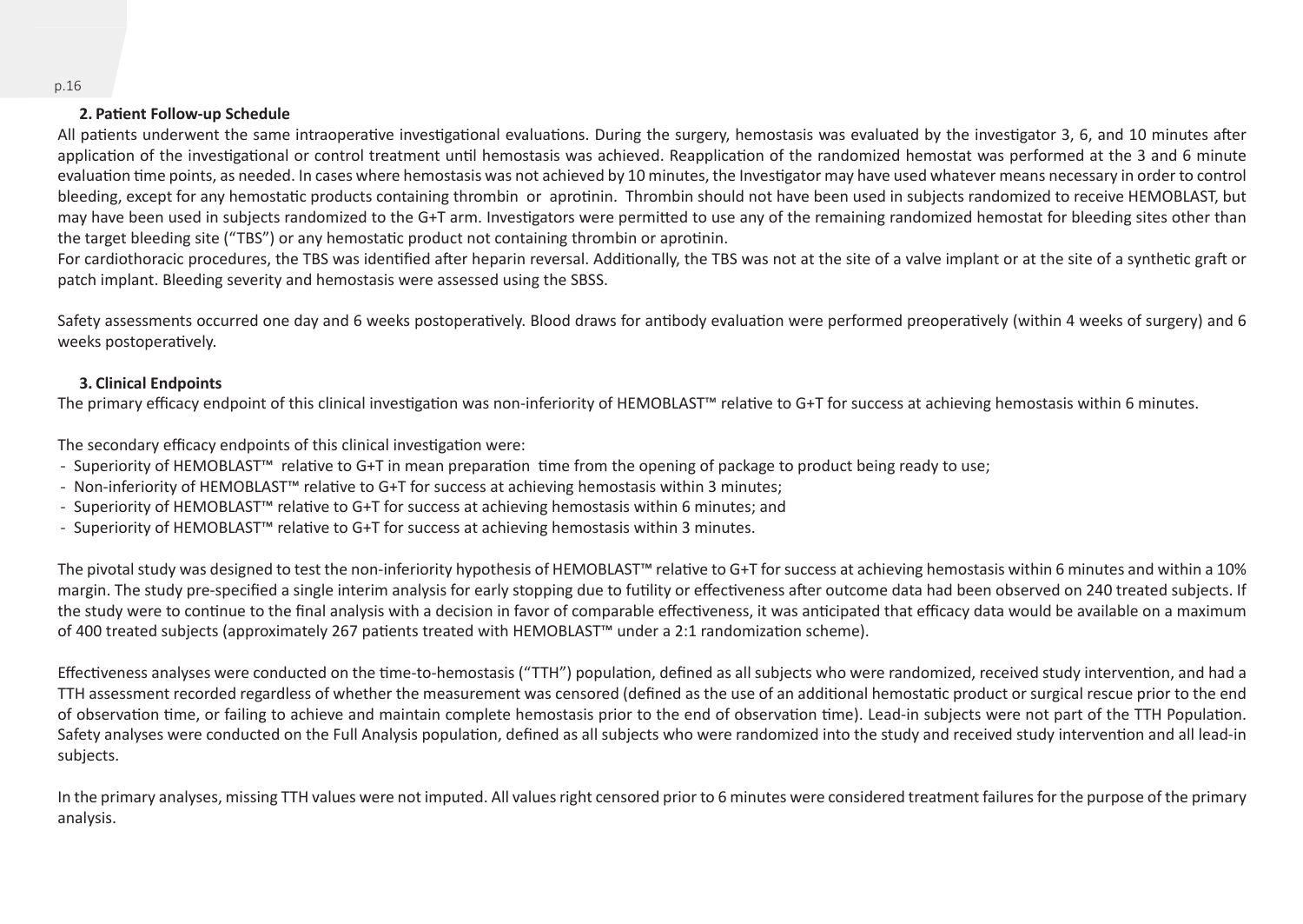### 2. Patient Follow-up Schedule

All patients underwent the same intraoperative investigational evaluations. During the surgery, hemostasis was evaluated by the investigator 3, 6, and 10 minutes after application of the investigational or control treatment until hemostasis was achieved. Reapplication of the randomized hemostat was performed at the 3 and 6 minute evaluation time points, as needed. In cases where hemostasis was not achieved by 10 minutes, the Investigator may have used whatever means necessary in order to control bleeding, except for any hemostatic products containing thrombin or aprotinin. Thrombin should not have been used in subjects randomized to receive HEMOBLAST, but may have been used in subjects randomized to the G+T arm. Investigators were permitted to use any of the remaining randomized hemostat for bleeding sites other than the target bleeding site ("TBS") or any hemostatic product not containing thrombin or aprotinin.

For cardiothoracic procedures, the TBS was identified after heparin reversal. Additionally, the TBS was not at the site of a valve implant or at the site of a synthetic graft or patch implant. Bleeding severity and hemostasis were assessed using the SBSS.

Safety assessments occurred one day and 6 weeks postoperatively. Blood draws for antibody evaluation were performed preoperatively (within 4 weeks of surgery) and 6 weeks postoperatively.

### 3. Clinical Endpoints

The primary efficacy endpoint of this clinical investigation was non-inferiority of HEMOBLAST™ relative to G+T for success at achieving hemostasis within 6 minutes.

The secondary efficacy endpoints of this clinical investigation were:

- Superiority of HEMOBLAST™ relative to G+T in mean preparation time from the opening of package to product being ready to use;
- Non-inferiority of HEMOBLAST™ relative to G+T for success at achieving hemostasis within 3 minutes;
- Superiority of HEMOBLAST™ relative to G+T for success at achieving hemostasis within 6 minutes; and
- Superiority of HEMOBLAST™ relative to G+T for success at achieving hemostasis within 3 minutes.

The pivotal study was designed to test the non-inferiority hypothesis of HEMOBLAST™ relative to G+T for success at achieving hemostasis within 6 minutes and within a 10% margin. The study pre-specified a single interim analysis for early stopping due to futility or effectiveness after outcome data had been observed on 240 treated subjects. If the study were to continue to the final analysis with a decision in favor of comparable effectiveness, it was anticipated that efficacy data would be available on a maximum of 400 treated subjects (approximately 267 patients treated with HEMOBLAST™ under a 2:1 randomization scheme).

Effectiveness analyses were conducted on the time-to-hemostasis ("TTH") population, defined as all subjects who were randomized, received study intervention, and had a TTH assessment recorded regardless of whether the measurement was censored (defined as the use of an additional hemostatic product or surgical rescue prior to the end of observation time, or failing to achieve and maintain complete hemostasis prior to the end of observation time). Lead-in subjects were not part of the TTH Population. Safety analyses were conducted on the Full Analysis population, defined as all subjects who were randomized into the study and received study intervention and all lead-in subjects.

In the primary analyses, missing TTH values were not imputed. All values right censored prior to 6 minutes were considered treatment failures for the purpose of the primary analysis.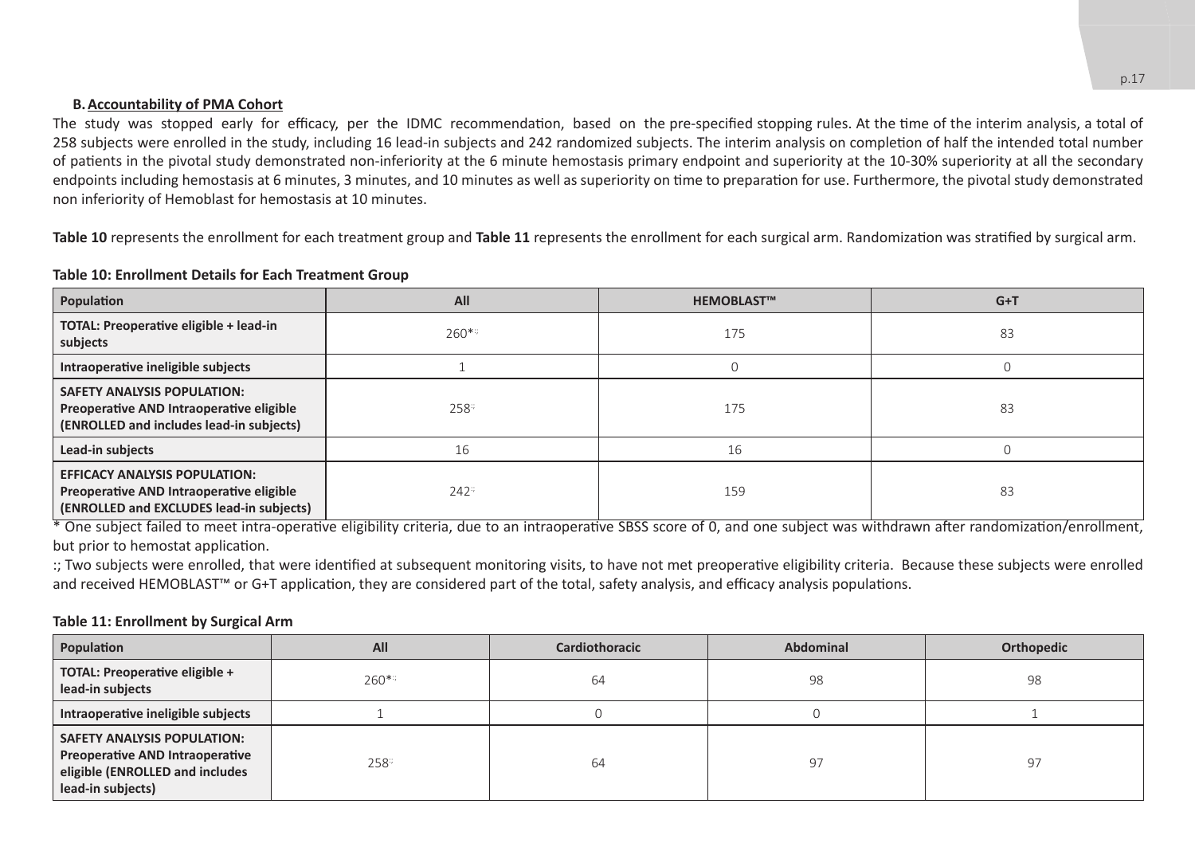### B. Accountability of PMA Cohort

The study was stopped early for efficacy, per the IDMC recommendation, based on the pre-specified stopping rules. At the time of the interim analysis, a total of 258 subjects were enrolled in the study, including 16 lead-in subjects and 242 randomized subjects. The interim analysis on completion of half the intended total number of patients in the pivotal study demonstrated non-inferiority at the 6 minute hemostasis primary endpoint and superiority at the 10-30% superiority at all the secondary endpoints including hemostasis at 6 minutes, 3 minutes, and 10 minutes as well as superiority on time to preparation for use. Furthermore, the pivotal study demonstrated non inferiority of Hemoblast for hemostasis at 10 minutes.

**Table 10** represents the enrollment for each treatment group and **Table 11** represents the enrollment for each surgical arm. Randomization was stratified by surgical arm.

**Table 10: Enrollment Details for Each Treatment Group**

| Population | All | HEMOBLAST™ | G+T |
|---|---|---|---|
| **TOTAL: Preoperative eligible + lead-in subjects** | 260*:; | 175 | 83 |
| **Intraoperative ineligible subjects** | 1 | 0 | 0 |
| **SAFETY ANALYSIS POPULATION: Preoperative AND Intraoperative eligible (ENROLLED and includes lead-in subjects)** | 258:; | 175 | 83 |
| **Lead-in subjects** | 16 | 16 | 0 |
| **EFFICACY ANALYSIS POPULATION: Preoperative AND Intraoperative eligible (ENROLLED and EXCLUDES lead-in subjects)** | 242:; | 159 | 83 |

* One subject failed to meet intra-operative eligibility criteria, due to an intraoperative SBSS score of 0, and one subject was withdrawn after randomization/enrollment, but prior to hemostat application.

:; Two subjects were enrolled, that were identified at subsequent monitoring visits, to have not met preoperative eligibility criteria. Because these subjects were enrolled and received HEMOBLAST™ or G+T application, they are considered part of the total, safety analysis, and efficacy analysis populations.

**Table 11: Enrollment by Surgical Arm**

| Population | All | Cardiothoracic | Abdominal | Orthopedic |
|---|---|---|---|---|
| **TOTAL: Preoperative eligible + lead-in subjects** | 260*:; | 64 | 98 | 98 |
| **Intraoperative ineligible subjects** | 1 | 0 | 0 | 1 |
| **SAFETY ANALYSIS POPULATION: Preoperative AND Intraoperative eligible (ENROLLED and includes lead-in subjects)** | 258:; | 64 | 97 | 97 |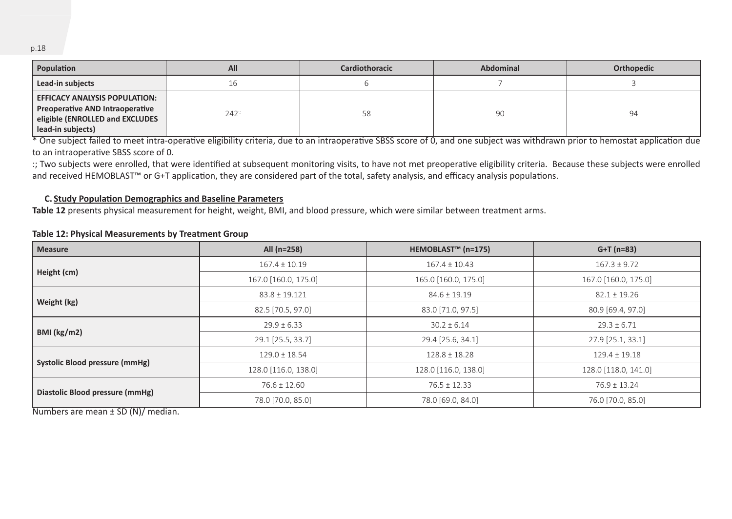| Population | All | Cardiothoracic | Abdominal | Orthopedic |
| --- | --- | --- | --- | --- |
| **Lead-in subjects** | 16 | 6 | 7 | 3 |
| **EFFICACY ANALYSIS POPULATION: Preoperative AND Intraoperative eligible (ENROLLED and EXCLUDES lead-in subjects)** | 242:; | 58 | 90 | 94 |

* One subject failed to meet intra-operative eligibility criteria, due to an intraoperative SBSS score of 0, and one subject was withdrawn prior to hemostat application due to an intraoperative SBSS score of 0.

:; Two subjects were enrolled, that were identified at subsequent monitoring visits, to have not met preoperative eligibility criteria. Because these subjects were enrolled and received HEMOBLAST™ or G+T application, they are considered part of the total, safety analysis, and efficacy analysis populations.

### C. Study Population Demographics and Baseline Parameters

**Table 12** presents physical measurement for height, weight, BMI, and blood pressure, which were similar between treatment arms.

**Table 12: Physical Measurements by Treatment Group**

| Measure | All (n=258) | HEMOBLAST™ (n=175) | G+T (n=83) |
| --- | --- | --- | --- |
| **Height (cm)** | 167.4 ± 10.19 | 167.4 ± 10.43 | 167.3 ± 9.72 |
| | 167.0 [160.0, 175.0] | 165.0 [160.0, 175.0] | 167.0 [160.0, 175.0] |
| **Weight (kg)** | 83.8 ± 19.121 | 84.6 ± 19.19 | 82.1 ± 19.26 |
| | 82.5 [70.5, 97.0] | 83.0 [71.0, 97.5] | 80.9 [69.4, 97.0] |
| **BMI (kg/m2)** | 29.9 ± 6.33 | 30.2 ± 6.14 | 29.3 ± 6.71 |
| | 29.1 [25.5, 33.7] | 29.4 [25.6, 34.1] | 27.9 [25.1, 33.1] |
| **Systolic Blood pressure (mmHg)** | 129.0 ± 18.54 | 128.8 ± 18.28 | 129.4 ± 19.18 |
| | 128.0 [116.0, 138.0] | 128.0 [116.0, 138.0] | 128.0 [118.0, 141.0] |
| **Diastolic Blood pressure (mmHg)** | 76.6 ± 12.60 | 76.5 ± 12.33 | 76.9 ± 13.24 |
| | 78.0 [70.0, 85.0] | 78.0 [69.0, 84.0] | 76.0 [70.0, 85.0] |

Numbers are mean ± SD (N)/ median.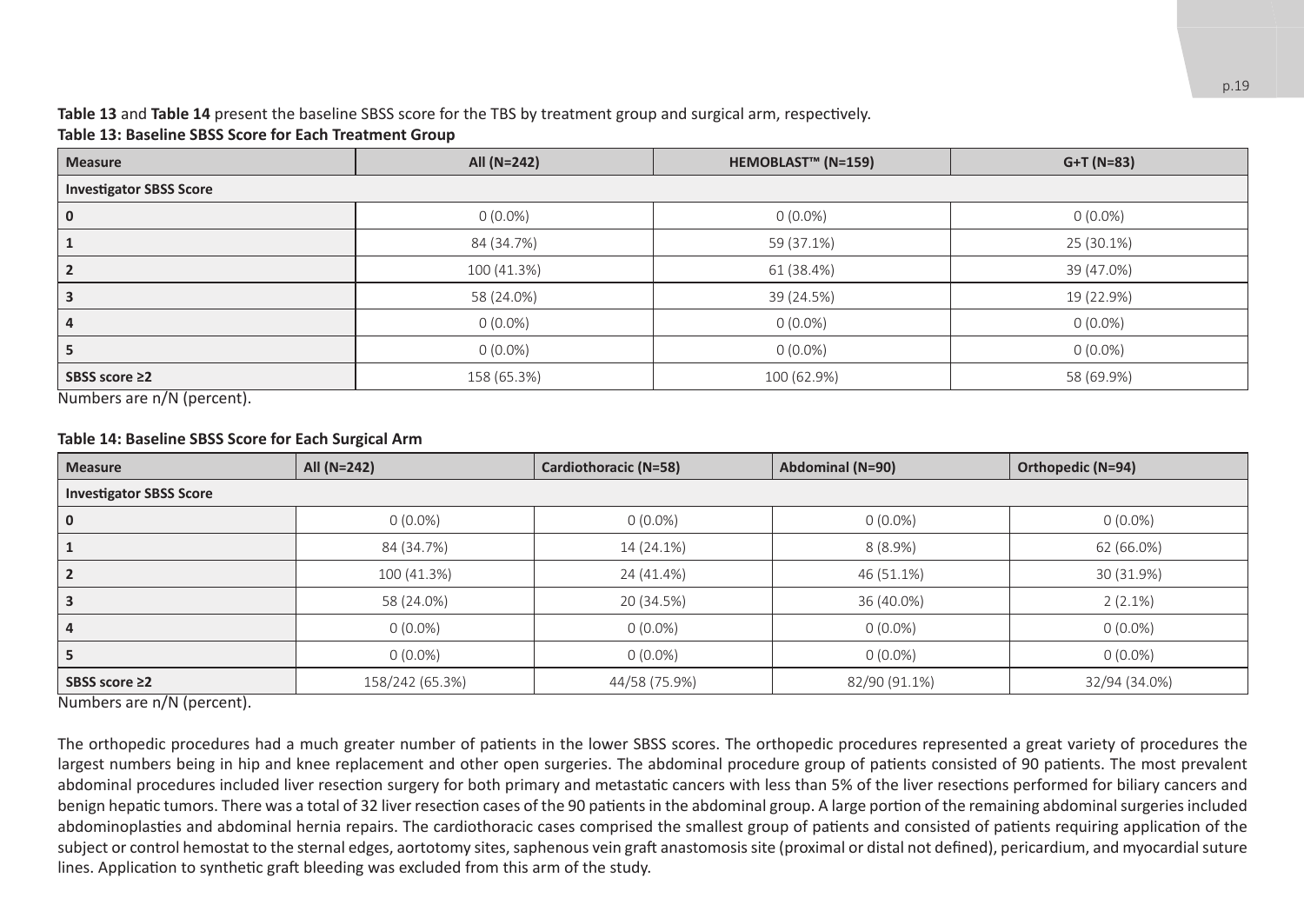**Table 13** and **Table 14** present the baseline SBSS score for the TBS by treatment group and surgical arm, respectively.

**Table 13: Baseline SBSS Score for Each Treatment Group**

| Measure | All (N=242) | HEMOBLAST™ (N=159) | G+T (N=83) |
|---|---|---|---|
| **Investigator SBSS Score** | | | |
| **0** | 0 (0.0%) | 0 (0.0%) | 0 (0.0%) |
| **1** | 84 (34.7%) | 59 (37.1%) | 25 (30.1%) |
| **2** | 100 (41.3%) | 61 (38.4%) | 39 (47.0%) |
| **3** | 58 (24.0%) | 39 (24.5%) | 19 (22.9%) |
| **4** | 0 (0.0%) | 0 (0.0%) | 0 (0.0%) |
| **5** | 0 (0.0%) | 0 (0.0%) | 0 (0.0%) |
| **SBSS score ≥2** | 158 (65.3%) | 100 (62.9%) | 58 (69.9%) |

Numbers are n/N (percent).

**Table 14: Baseline SBSS Score for Each Surgical Arm**

| Measure | All (N=242) | Cardiothoracic (N=58) | Abdominal (N=90) | Orthopedic (N=94) |
|---|---|---|---|---|
| **Investigator SBSS Score** | | | | |
| **0** | 0 (0.0%) | 0 (0.0%) | 0 (0.0%) | 0 (0.0%) |
| **1** | 84 (34.7%) | 14 (24.1%) | 8 (8.9%) | 62 (66.0%) |
| **2** | 100 (41.3%) | 24 (41.4%) | 46 (51.1%) | 30 (31.9%) |
| **3** | 58 (24.0%) | 20 (34.5%) | 36 (40.0%) | 2 (2.1%) |
| **4** | 0 (0.0%) | 0 (0.0%) | 0 (0.0%) | 0 (0.0%) |
| **5** | 0 (0.0%) | 0 (0.0%) | 0 (0.0%) | 0 (0.0%) |
| **SBSS score ≥2** | 158/242 (65.3%) | 44/58 (75.9%) | 82/90 (91.1%) | 32/94 (34.0%) |

Numbers are n/N (percent).

The orthopedic procedures had a much greater number of patients in the lower SBSS scores. The orthopedic procedures represented a great variety of procedures the largest numbers being in hip and knee replacement and other open surgeries. The abdominal procedure group of patients consisted of 90 patients. The most prevalent abdominal procedures included liver resection surgery for both primary and metastatic cancers with less than 5% of the liver resections performed for biliary cancers and benign hepatic tumors. There was a total of 32 liver resection cases of the 90 patients in the abdominal group. A large portion of the remaining abdominal surgeries included abdominoplasties and abdominal hernia repairs. The cardiothoracic cases comprised the smallest group of patients and consisted of patients requiring application of the subject or control hemostat to the sternal edges, aortotomy sites, saphenous vein graft anastomosis site (proximal or distal not defined), pericardium, and myocardial suture lines. Application to synthetic graft bleeding was excluded from this arm of the study.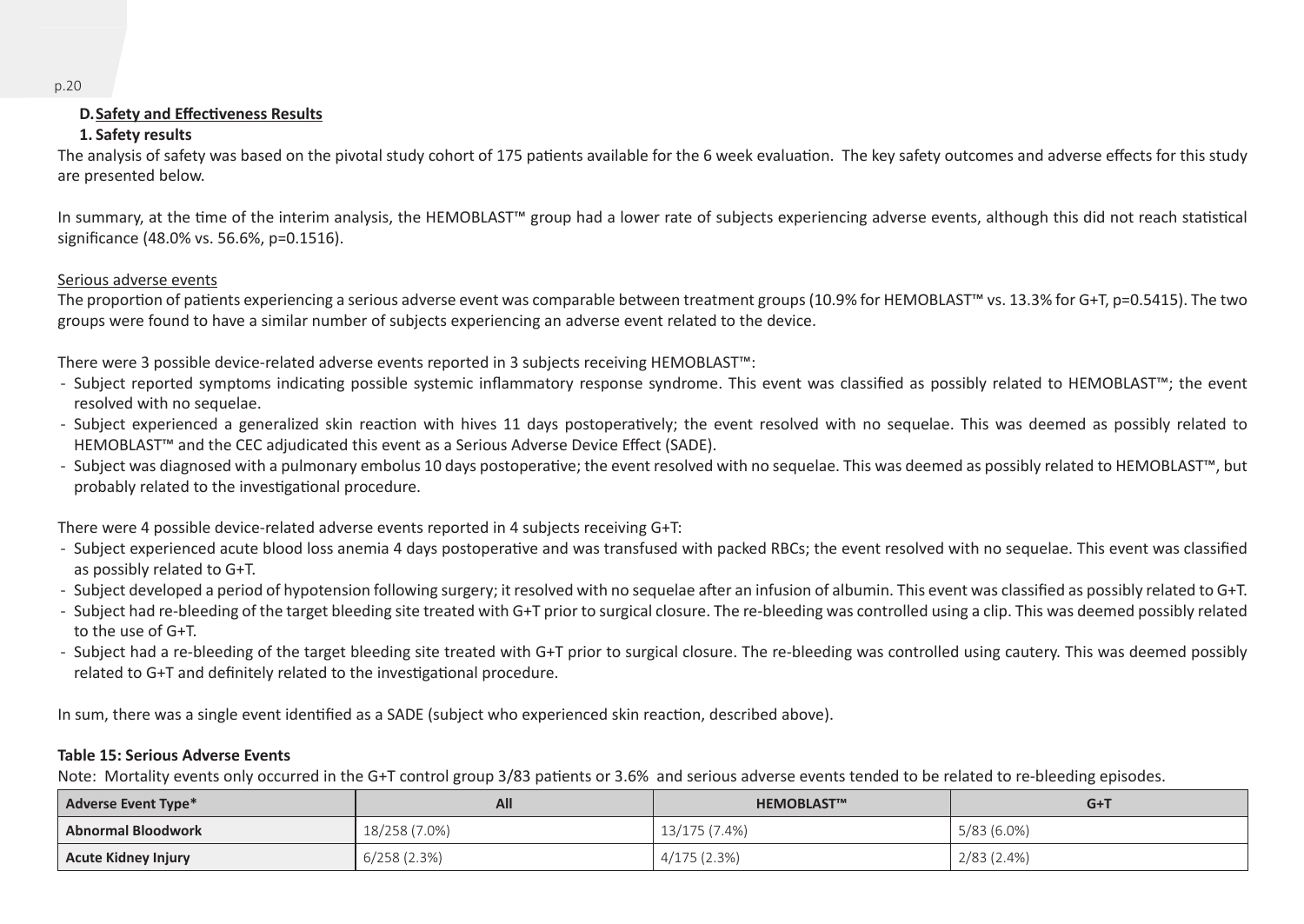### D. Safety and Effectiveness Results

#### 1. Safety results

The analysis of safety was based on the pivotal study cohort of 175 patients available for the 6 week evaluation. The key safety outcomes and adverse effects for this study are presented below.

In summary, at the time of the interim analysis, the HEMOBLAST™ group had a lower rate of subjects experiencing adverse events, although this did not reach statistical significance (48.0% vs. 56.6%, p=0.1516).

Serious adverse events

The proportion of patients experiencing a serious adverse event was comparable between treatment groups (10.9% for HEMOBLAST™ vs. 13.3% for G+T, p=0.5415). The two groups were found to have a similar number of subjects experiencing an adverse event related to the device.

There were 3 possible device-related adverse events reported in 3 subjects receiving HEMOBLAST™:

- Subject reported symptoms indicating possible systemic inflammatory response syndrome. This event was classified as possibly related to HEMOBLAST™; the event resolved with no sequelae.
- Subject experienced a generalized skin reaction with hives 11 days postoperatively; the event resolved with no sequelae. This was deemed as possibly related to HEMOBLAST™ and the CEC adjudicated this event as a Serious Adverse Device Effect (SADE).
- Subject was diagnosed with a pulmonary embolus 10 days postoperative; the event resolved with no sequelae. This was deemed as possibly related to HEMOBLAST™, but probably related to the investigational procedure.

There were 4 possible device-related adverse events reported in 4 subjects receiving G+T:

- Subject experienced acute blood loss anemia 4 days postoperative and was transfused with packed RBCs; the event resolved with no sequelae. This event was classified as possibly related to G+T.
- Subject developed a period of hypotension following surgery; it resolved with no sequelae after an infusion of albumin. This event was classified as possibly related to G+T.
- Subject had re-bleeding of the target bleeding site treated with G+T prior to surgical closure. The re-bleeding was controlled using a clip. This was deemed possibly related to the use of G+T.
- Subject had a re-bleeding of the target bleeding site treated with G+T prior to surgical closure. The re-bleeding was controlled using cautery. This was deemed possibly related to G+T and definitely related to the investigational procedure.

In sum, there was a single event identified as a SADE (subject who experienced skin reaction, described above).

**Table 15: Serious Adverse Events**

Note: Mortality events only occurred in the G+T control group 3/83 patients or 3.6% and serious adverse events tended to be related to re-bleeding episodes.

| Adverse Event Type* | All | HEMOBLAST™ | G+T |
|---|---|---|---|
| **Abnormal Bloodwork** | 18/258 (7.0%) | 13/175 (7.4%) | 5/83 (6.0%) |
| **Acute Kidney Injury** | 6/258 (2.3%) | 4/175 (2.3%) | 2/83 (2.4%) |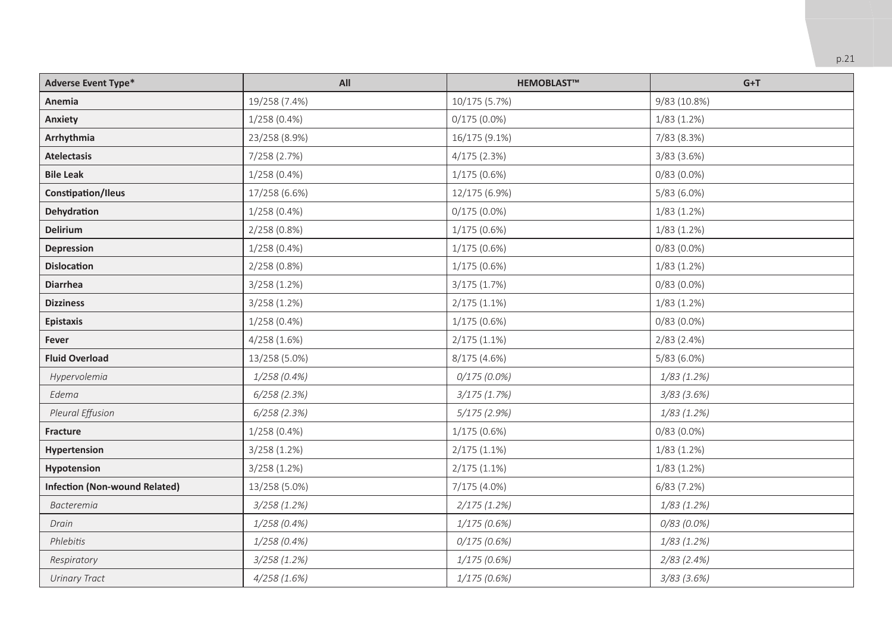| Adverse Event Type* | All | HEMOBLAST™ | G+T |
|---|---|---|---|
| **Anemia** | 19/258 (7.4%) | 10/175 (5.7%) | 9/83 (10.8%) |
| **Anxiety** | 1/258 (0.4%) | 0/175 (0.0%) | 1/83 (1.2%) |
| **Arrhythmia** | 23/258 (8.9%) | 16/175 (9.1%) | 7/83 (8.3%) |
| **Atelectasis** | 7/258 (2.7%) | 4/175 (2.3%) | 3/83 (3.6%) |
| **Bile Leak** | 1/258 (0.4%) | 1/175 (0.6%) | 0/83 (0.0%) |
| **Constipation/Ileus** | 17/258 (6.6%) | 12/175 (6.9%) | 5/83 (6.0%) |
| **Dehydration** | 1/258 (0.4%) | 0/175 (0.0%) | 1/83 (1.2%) |
| **Delirium** | 2/258 (0.8%) | 1/175 (0.6%) | 1/83 (1.2%) |
| **Depression** | 1/258 (0.4%) | 1/175 (0.6%) | 0/83 (0.0%) |
| **Dislocation** | 2/258 (0.8%) | 1/175 (0.6%) | 1/83 (1.2%) |
| **Diarrhea** | 3/258 (1.2%) | 3/175 (1.7%) | 0/83 (0.0%) |
| **Dizziness** | 3/258 (1.2%) | 2/175 (1.1%) | 1/83 (1.2%) |
| **Epistaxis** | 1/258 (0.4%) | 1/175 (0.6%) | 0/83 (0.0%) |
| **Fever** | 4/258 (1.6%) | 2/175 (1.1%) | 2/83 (2.4%) |
| **Fluid Overload** | 13/258 (5.0%) | 8/175 (4.6%) | 5/83 (6.0%) |
| *Hypervolemia* | *1/258 (0.4%)* | *0/175 (0.0%)* | *1/83 (1.2%)* |
| *Edema* | *6/258 (2.3%)* | *3/175 (1.7%)* | *3/83 (3.6%)* |
| *Pleural Effusion* | *6/258 (2.3%)* | *5/175 (2.9%)* | *1/83 (1.2%)* |
| **Fracture** | 1/258 (0.4%) | 1/175 (0.6%) | 0/83 (0.0%) |
| **Hypertension** | 3/258 (1.2%) | 2/175 (1.1%) | 1/83 (1.2%) |
| **Hypotension** | 3/258 (1.2%) | 2/175 (1.1%) | 1/83 (1.2%) |
| **Infection (Non-wound Related)** | 13/258 (5.0%) | 7/175 (4.0%) | 6/83 (7.2%) |
| *Bacteremia* | *3/258 (1.2%)* | *2/175 (1.2%)* | *1/83 (1.2%)* |
| *Drain* | *1/258 (0.4%)* | *1/175 (0.6%)* | *0/83 (0.0%)* |
| *Phlebitis* | *1/258 (0.4%)* | *0/175 (0.6%)* | *1/83 (1.2%)* |
| *Respiratory* | *3/258 (1.2%)* | *1/175 (0.6%)* | *2/83 (2.4%)* |
| *Urinary Tract* | *4/258 (1.6%)* | *1/175 (0.6%)* | *3/83 (3.6%)* |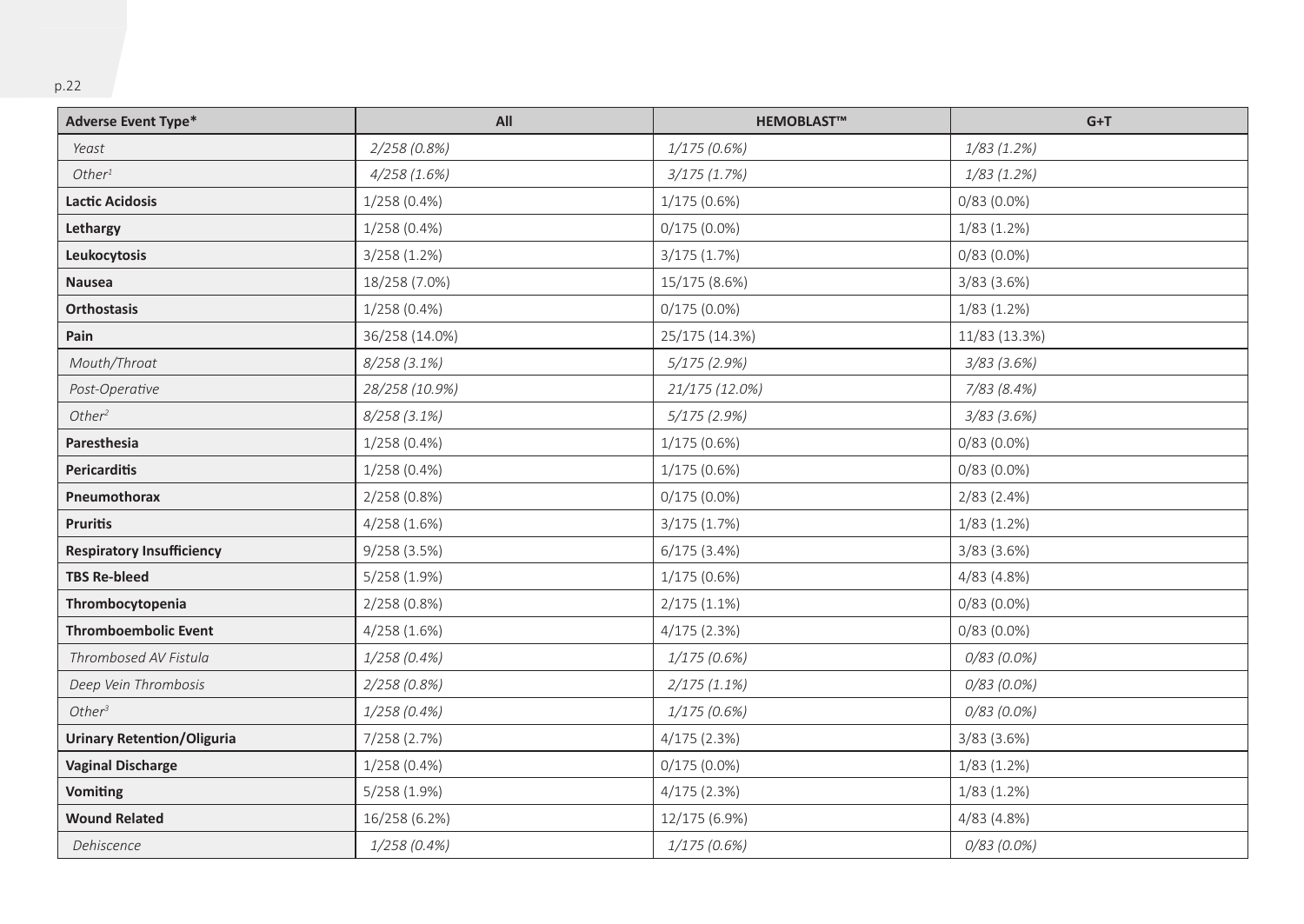| Adverse Event Type* | All | HEMOBLAST™ | G+T |
|---|---|---|---|
| *Yeast* | *2/258 (0.8%)* | *1/175 (0.6%)* | *1/83 (1.2%)* |
| *Other[1]* | *4/258 (1.6%)* | *3/175 (1.7%)* | *1/83 (1.2%)* |
| **Lactic Acidosis** | 1/258 (0.4%) | 1/175 (0.6%) | 0/83 (0.0%) |
| **Lethargy** | 1/258 (0.4%) | 0/175 (0.0%) | 1/83 (1.2%) |
| **Leukocytosis** | 3/258 (1.2%) | 3/175 (1.7%) | 0/83 (0.0%) |
| **Nausea** | 18/258 (7.0%) | 15/175 (8.6%) | 3/83 (3.6%) |
| **Orthostasis** | 1/258 (0.4%) | 0/175 (0.0%) | 1/83 (1.2%) |
| **Pain** | 36/258 (14.0%) | 25/175 (14.3%) | 11/83 (13.3%) |
| *Mouth/Throat* | *8/258 (3.1%)* | *5/175 (2.9%)* | *3/83 (3.6%)* |
| *Post-Operative* | *28/258 (10.9%)* | *21/175 (12.0%)* | *7/83 (8.4%)* |
| *Other[2]* | *8/258 (3.1%)* | *5/175 (2.9%)* | *3/83 (3.6%)* |
| **Paresthesia** | 1/258 (0.4%) | 1/175 (0.6%) | 0/83 (0.0%) |
| **Pericarditis** | 1/258 (0.4%) | 1/175 (0.6%) | 0/83 (0.0%) |
| **Pneumothorax** | 2/258 (0.8%) | 0/175 (0.0%) | 2/83 (2.4%) |
| **Pruritis** | 4/258 (1.6%) | 3/175 (1.7%) | 1/83 (1.2%) |
| **Respiratory Insufficiency** | 9/258 (3.5%) | 6/175 (3.4%) | 3/83 (3.6%) |
| **TBS Re-bleed** | 5/258 (1.9%) | 1/175 (0.6%) | 4/83 (4.8%) |
| **Thrombocytopenia** | 2/258 (0.8%) | 2/175 (1.1%) | 0/83 (0.0%) |
| **Thromboembolic Event** | 4/258 (1.6%) | 4/175 (2.3%) | 0/83 (0.0%) |
| *Thrombosed AV Fistula* | *1/258 (0.4%)* | *1/175 (0.6%)* | *0/83 (0.0%)* |
| *Deep Vein Thrombosis* | *2/258 (0.8%)* | *2/175 (1.1%)* | *0/83 (0.0%)* |
| *Other[3]* | *1/258 (0.4%)* | *1/175 (0.6%)* | *0/83 (0.0%)* |
| **Urinary Retention/Oliguria** | 7/258 (2.7%) | 4/175 (2.3%) | 3/83 (3.6%) |
| **Vaginal Discharge** | 1/258 (0.4%) | 0/175 (0.0%) | 1/83 (1.2%) |
| **Vomiting** | 5/258 (1.9%) | 4/175 (2.3%) | 1/83 (1.2%) |
| **Wound Related** | 16/258 (6.2%) | 12/175 (6.9%) | 4/83 (4.8%) |
| *Dehiscence* | *1/258 (0.4%)* | *1/175 (0.6%)* | *0/83 (0.0%)* |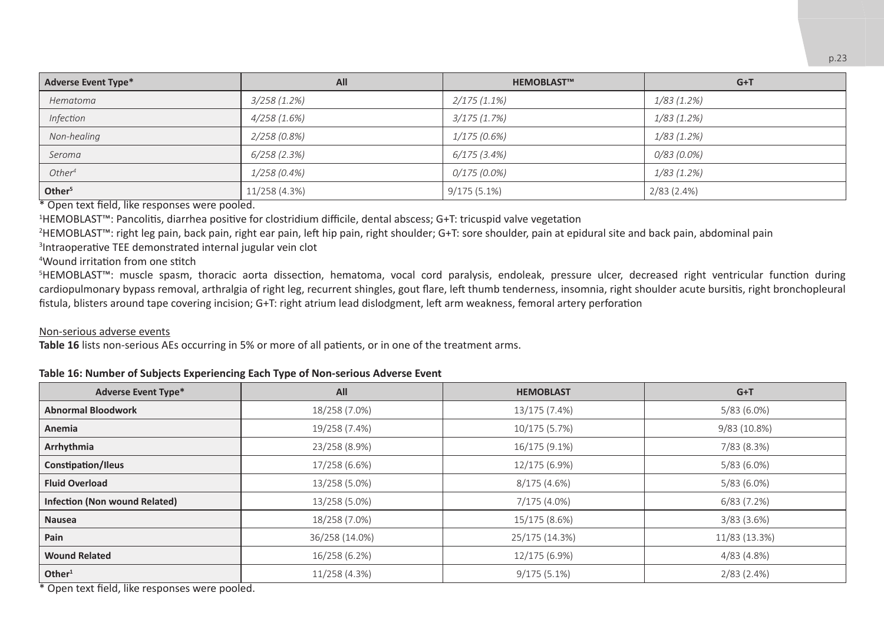| Adverse Event Type* | All | HEMOBLAST™ | G+T |
|---|---|---|---|
| *Hematoma* | *3/258 (1.2%)* | *2/175 (1.1%)* | *1/83 (1.2%)* |
| *Infection* | *4/258 (1.6%)* | *3/175 (1.7%)* | *1/83 (1.2%)* |
| *Non-healing* | *2/258 (0.8%)* | *1/175 (0.6%)* | *1/83 (1.2%)* |
| *Seroma* | *6/258 (2.3%)* | *6/175 (3.4%)* | *0/83 (0.0%)* |
| *Other*[4] | *1/258 (0.4%)* | *0/175 (0.0%)* | *1/83 (1.2%)* |
| **Other**[5] | 11/258 (4.3%) | 9/175 (5.1%) | 2/83 (2.4%) |

\* Open text field, like responses were pooled.

[1]HEMOBLAST™: Pancolitis, diarrhea positive for clostridium difficile, dental abscess; G+T: tricuspid valve vegetation

[2]HEMOBLAST™: right leg pain, back pain, right ear pain, left hip pain, right shoulder; G+T: sore shoulder, pain at epidural site and back pain, abdominal pain

[3]Intraoperative TEE demonstrated internal jugular vein clot

[4]Wound irritation from one stitch

[5]HEMOBLAST™: muscle spasm, thoracic aorta dissection, hematoma, vocal cord paralysis, endoleak, pressure ulcer, decreased right ventricular function during cardiopulmonary bypass removal, arthralgia of right leg, recurrent shingles, gout flare, left thumb tenderness, insomnia, right shoulder acute bursitis, right bronchopleural fistula, blisters around tape covering incision; G+T: right atrium lead dislodgment, left arm weakness, femoral artery perforation

Non-serious adverse events

**Table 16** lists non-serious AEs occurring in 5% or more of all patients, or in one of the treatment arms.

**Table 16: Number of Subjects Experiencing Each Type of Non-serious Adverse Event**

| Adverse Event Type* | All | HEMOBLAST | G+T |
|---|---|---|---|
| **Abnormal Bloodwork** | 18/258 (7.0%) | 13/175 (7.4%) | 5/83 (6.0%) |
| **Anemia** | 19/258 (7.4%) | 10/175 (5.7%) | 9/83 (10.8%) |
| **Arrhythmia** | 23/258 (8.9%) | 16/175 (9.1%) | 7/83 (8.3%) |
| **Constipation/Ileus** | 17/258 (6.6%) | 12/175 (6.9%) | 5/83 (6.0%) |
| **Fluid Overload** | 13/258 (5.0%) | 8/175 (4.6%) | 5/83 (6.0%) |
| **Infection (Non wound Related)** | 13/258 (5.0%) | 7/175 (4.0%) | 6/83 (7.2%) |
| **Nausea** | 18/258 (7.0%) | 15/175 (8.6%) | 3/83 (3.6%) |
| **Pain** | 36/258 (14.0%) | 25/175 (14.3%) | 11/83 (13.3%) |
| **Wound Related** | 16/258 (6.2%) | 12/175 (6.9%) | 4/83 (4.8%) |
| **Other**[1] | 11/258 (4.3%) | 9/175 (5.1%) | 2/83 (2.4%) |

\* Open text field, like responses were pooled.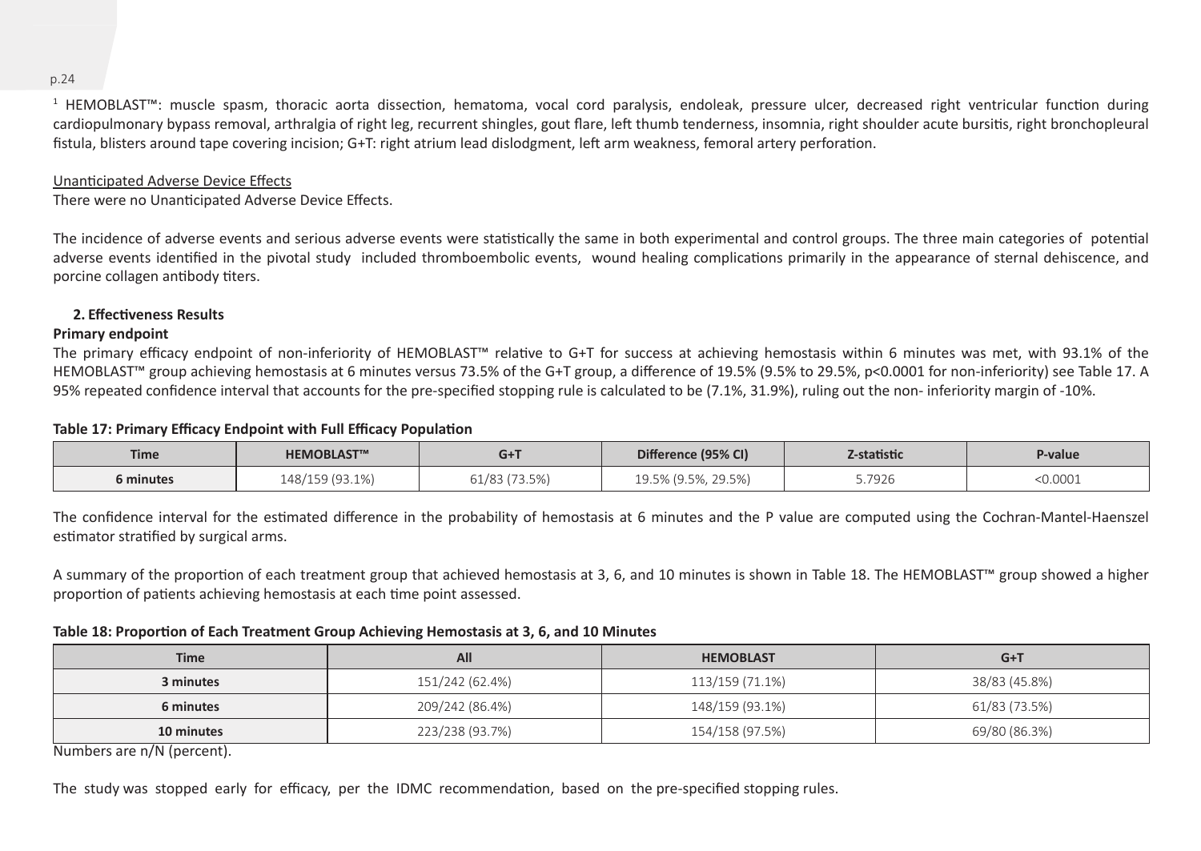[1] HEMOBLAST™: muscle spasm, thoracic aorta dissection, hematoma, vocal cord paralysis, endoleak, pressure ulcer, decreased right ventricular function during cardiopulmonary bypass removal, arthralgia of right leg, recurrent shingles, gout flare, left thumb tenderness, insomnia, right shoulder acute bursitis, right bronchopleural fistula, blisters around tape covering incision; G+T: right atrium lead dislodgment, left arm weakness, femoral artery perforation.

<u>Unanticipated Adverse Device Effects</u>

There were no Unanticipated Adverse Device Effects.

The incidence of adverse events and serious adverse events were statistically the same in both experimental and control groups. The three main categories of potential adverse events identified in the pivotal study included thromboembolic events, wound healing complications primarily in the appearance of sternal dehiscence, and porcine collagen antibody titers.

### 2. Effectiveness Results

**Primary endpoint**

The primary efficacy endpoint of non-inferiority of HEMOBLAST™ relative to G+T for success at achieving hemostasis within 6 minutes was met, with 93.1% of the HEMOBLAST™ group achieving hemostasis at 6 minutes versus 73.5% of the G+T group, a difference of 19.5% (9.5% to 29.5%, p<0.0001 for non-inferiority) see Table 17. A 95% repeated confidence interval that accounts for the pre-specified stopping rule is calculated to be (7.1%, 31.9%), ruling out the non- inferiority margin of -10%.

**Table 17: Primary Efficacy Endpoint with Full Efficacy Population**

| Time | HEMOBLAST™ | G+T | Difference (95% CI) | Z-statistic | P-value |
|---|---|---|---|---|---|
| 6 minutes | 148/159 (93.1%) | 61/83 (73.5%) | 19.5% (9.5%, 29.5%) | 5.7926 | <0.0001 |

The confidence interval for the estimated difference in the probability of hemostasis at 6 minutes and the P value are computed using the Cochran-Mantel-Haenszel estimator stratified by surgical arms.

A summary of the proportion of each treatment group that achieved hemostasis at 3, 6, and 10 minutes is shown in Table 18. The HEMOBLAST™ group showed a higher proportion of patients achieving hemostasis at each time point assessed.

**Table 18: Proportion of Each Treatment Group Achieving Hemostasis at 3, 6, and 10 Minutes**

| Time | All | HEMOBLAST | G+T |
|---|---|---|---|
| 3 minutes | 151/242 (62.4%) | 113/159 (71.1%) | 38/83 (45.8%) |
| 6 minutes | 209/242 (86.4%) | 148/159 (93.1%) | 61/83 (73.5%) |
| 10 minutes | 223/238 (93.7%) | 154/158 (97.5%) | 69/80 (86.3%) |

Numbers are n/N (percent).

The study was stopped early for efficacy, per the IDMC recommendation, based on the pre-specified stopping rules.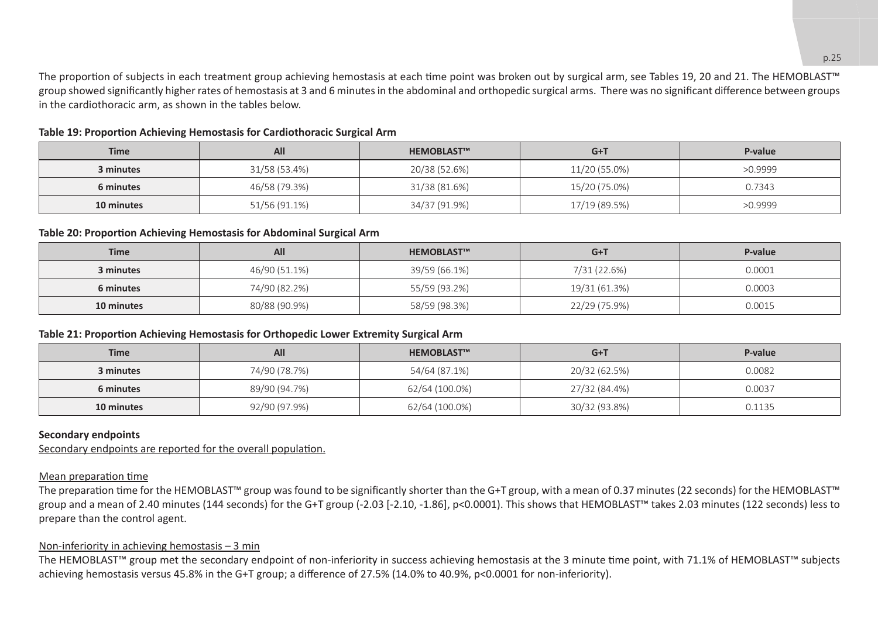The proportion of subjects in each treatment group achieving hemostasis at each time point was broken out by surgical arm, see Tables 19, 20 and 21. The HEMOBLAST™ group showed significantly higher rates of hemostasis at 3 and 6 minutes in the abdominal and orthopedic surgical arms. There was no significant difference between groups in the cardiothoracic arm, as shown in the tables below.

**Table 19: Proportion Achieving Hemostasis for Cardiothoracic Surgical Arm**

| Time | All | HEMOBLAST™ | G+T | P-value |
|---|---|---|---|---|
| **3 minutes** | 31/58 (53.4%) | 20/38 (52.6%) | 11/20 (55.0%) | >0.9999 |
| **6 minutes** | 46/58 (79.3%) | 31/38 (81.6%) | 15/20 (75.0%) | 0.7343 |
| **10 minutes** | 51/56 (91.1%) | 34/37 (91.9%) | 17/19 (89.5%) | >0.9999 |

**Table 20: Proportion Achieving Hemostasis for Abdominal Surgical Arm**

| Time | All | HEMOBLAST™ | G+T | P-value |
|---|---|---|---|---|
| **3 minutes** | 46/90 (51.1%) | 39/59 (66.1%) | 7/31 (22.6%) | 0.0001 |
| **6 minutes** | 74/90 (82.2%) | 55/59 (93.2%) | 19/31 (61.3%) | 0.0003 |
| **10 minutes** | 80/88 (90.9%) | 58/59 (98.3%) | 22/29 (75.9%) | 0.0015 |

**Table 21: Proportion Achieving Hemostasis for Orthopedic Lower Extremity Surgical Arm**

| Time | All | HEMOBLAST™ | G+T | P-value |
|---|---|---|---|---|
| **3 minutes** | 74/90 (78.7%) | 54/64 (87.1%) | 20/32 (62.5%) | 0.0082 |
| **6 minutes** | 89/90 (94.7%) | 62/64 (100.0%) | 27/32 (84.4%) | 0.0037 |
| **10 minutes** | 92/90 (97.9%) | 62/64 (100.0%) | 30/32 (93.8%) | 0.1135 |

**Secondary endpoints**

Secondary endpoints are reported for the overall population.

Mean preparation time

The preparation time for the HEMOBLAST™ group was found to be significantly shorter than the G+T group, with a mean of 0.37 minutes (22 seconds) for the HEMOBLAST™ group and a mean of 2.40 minutes (144 seconds) for the G+T group (-2.03 [-2.10, -1.86], $p<0.0001$). This shows that HEMOBLAST™ takes 2.03 minutes (122 seconds) less to prepare than the control agent.

Non-inferiority in achieving hemostasis – 3 min

The HEMOBLAST™ group met the secondary endpoint of non-inferiority in success achieving hemostasis at the 3 minute time point, with 71.1% of HEMOBLAST™ subjects achieving hemostasis versus 45.8% in the G+T group; a difference of 27.5% (14.0% to 40.9%, $p<0.0001$ for non-inferiority).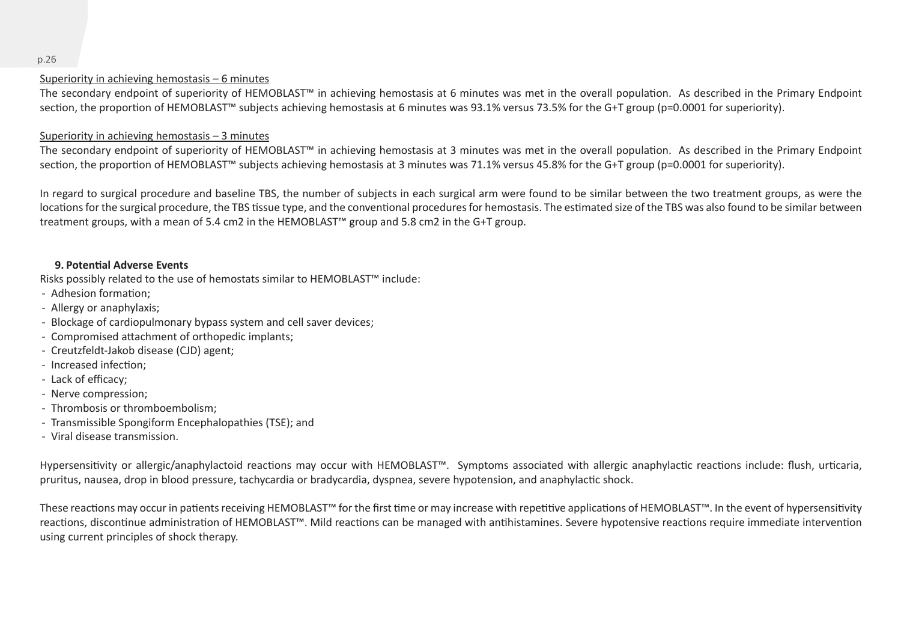Superiority in achieving hemostasis – 6 minutes

The secondary endpoint of superiority of HEMOBLAST™ in achieving hemostasis at 6 minutes was met in the overall population. As described in the Primary Endpoint section, the proportion of HEMOBLAST™ subjects achieving hemostasis at 6 minutes was 93.1% versus 73.5% for the G+T group (p=0.0001 for superiority).

Superiority in achieving hemostasis – 3 minutes

The secondary endpoint of superiority of HEMOBLAST™ in achieving hemostasis at 3 minutes was met in the overall population. As described in the Primary Endpoint section, the proportion of HEMOBLAST™ subjects achieving hemostasis at 3 minutes was 71.1% versus 45.8% for the G+T group (p=0.0001 for superiority).

In regard to surgical procedure and baseline TBS, the number of subjects in each surgical arm were found to be similar between the two treatment groups, as were the locations for the surgical procedure, the TBS tissue type, and the conventional procedures for hemostasis. The estimated size of the TBS was also found to be similar between treatment groups, with a mean of 5.4 $cm^2$ in the HEMOBLAST™ group and 5.8 $cm^2$ in the G+T group.

## 9. Potential Adverse Events

Risks possibly related to the use of hemostats similar to HEMOBLAST™ include:

- Adhesion formation;
- Allergy or anaphylaxis;
- Blockage of cardiopulmonary bypass system and cell saver devices;
- Compromised attachment of orthopedic implants;
- Creutzfeldt-Jakob disease (CJD) agent;
- Increased infection;
- Lack of efficacy;
- Nerve compression;
- Thrombosis or thromboembolism;
- Transmissible Spongiform Encephalopathies (TSE); and
- Viral disease transmission.

Hypersensitivity or allergic/anaphylactoid reactions may occur with HEMOBLAST™. Symptoms associated with allergic anaphylactic reactions include: flush, urticaria, pruritus, nausea, drop in blood pressure, tachycardia or bradycardia, dyspnea, severe hypotension, and anaphylactic shock.

These reactions may occur in patients receiving HEMOBLAST™ for the first time or may increase with repetitive applications of HEMOBLAST™. In the event of hypersensitivity reactions, discontinue administration of HEMOBLAST™. Mild reactions can be managed with antihistamines. Severe hypotensive reactions require immediate intervention using current principles of shock therapy.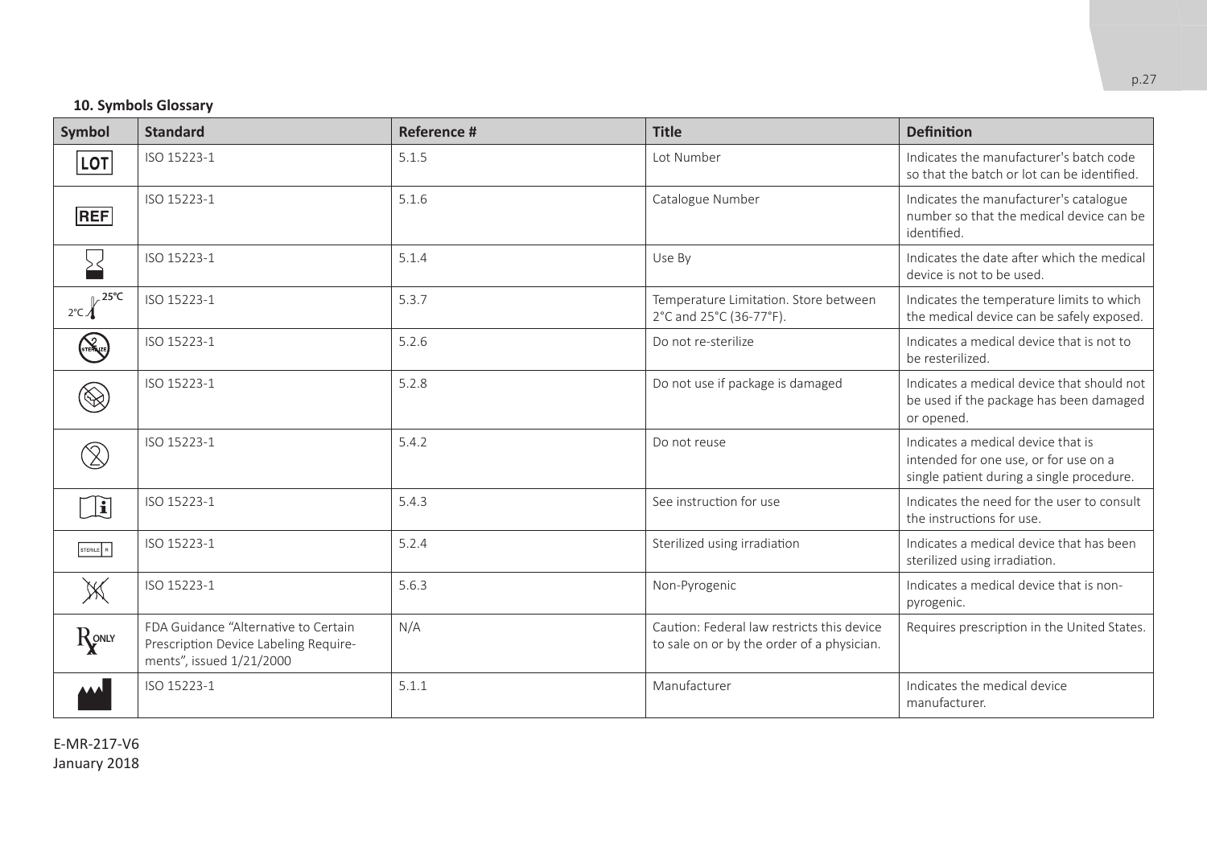**10. Symbols Glossary**

| Symbol | Standard | Reference # | Title | Definition |
|---|---|---|---|---|
| LOT | ISO 15223-1 | 5.1.5 | Lot Number | Indicates the manufacturer's batch code so that the batch or lot can be identified. |
| REF | ISO 15223-1 | 5.1.6 | Catalogue Number | Indicates the manufacturer's catalogue number so that the medical device can be identified. |
| | ISO 15223-1 | 5.1.4 | Use By | Indicates the date after which the medical device is not to be used. |
| 2°C 25°C | ISO 15223-1 | 5.3.7 | Temperature Limitation. Store between 2°C and 25°C (36-77°F). | Indicates the temperature limits to which the medical device can be safely exposed. |
| STERILIZE | ISO 15223-1 | 5.2.6 | Do not re-sterilize | Indicates a medical device that is not to be resterilized. |
| | ISO 15223-1 | 5.2.8 | Do not use if package is damaged | Indicates a medical device that should not be used if the package has been damaged or opened. |
| | ISO 15223-1 | 5.4.2 | Do not reuse | Indicates a medical device that is intended for one use, or for use on a single patient during a single procedure. |
| i | ISO 15223-1 | 5.4.3 | See instruction for use | Indicates the need for the user to consult the instructions for use. |
| STERILE R | ISO 15223-1 | 5.2.4 | Sterilized using irradiation | Indicates a medical device that has been sterilized using irradiation. |
| | ISO 15223-1 | 5.6.3 | Non-Pyrogenic | Indicates a medical device that is non-pyrogenic. |
| Rx ONLY | FDA Guidance "Alternative to Certain Prescription Device Labeling Requirements", issued 1/21/2000 | N/A | Caution: Federal law restricts this device to sale on or by the order of a physician. | Requires prescription in the United States. |
| | ISO 15223-1 | 5.1.1 | Manufacturer | Indicates the medical device manufacturer. |

E-MR-217-V6
January 2018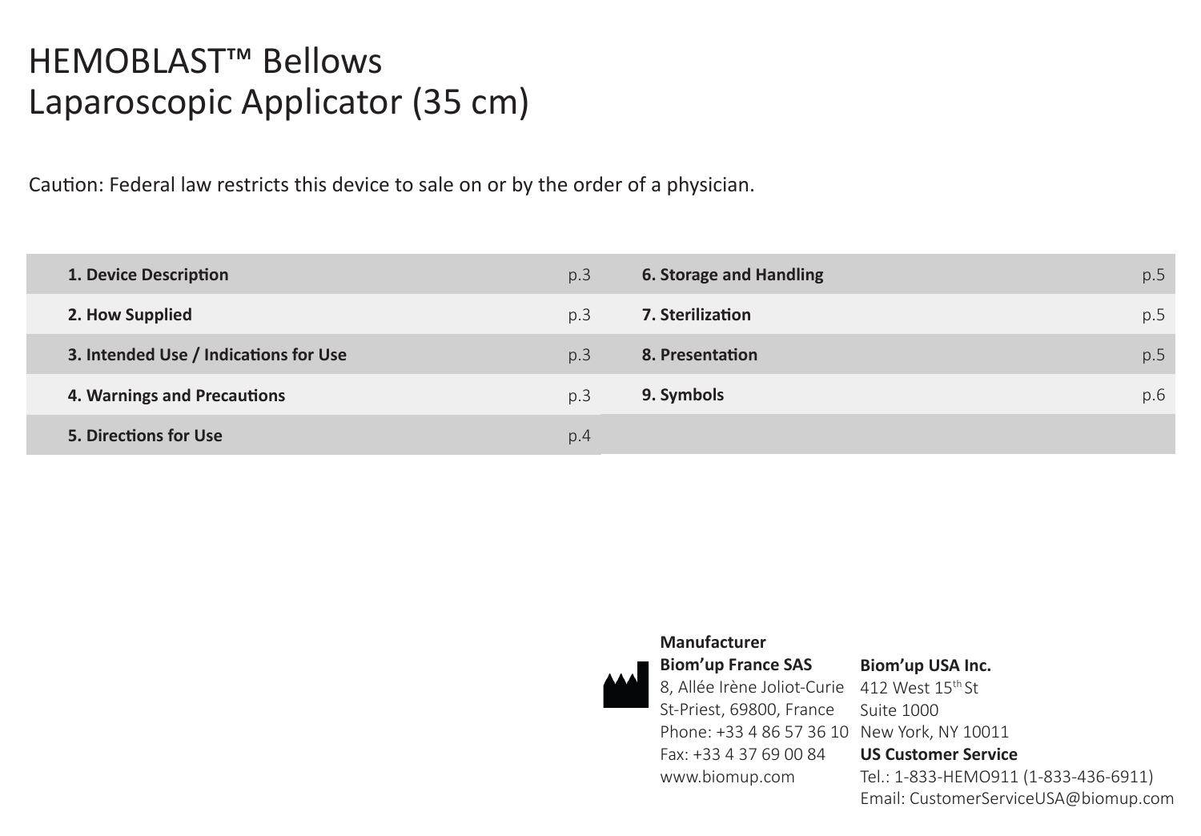# HEMOBLAST™ Bellows Laparoscopic Applicator (35 cm)

Caution: Federal law restricts this device to sale on or by the order of a physician.

| | | | |
|---|---|---|---|
| **1. Device Description** | p.3 | **6. Storage and Handling** | p.5 |
| **2. How Supplied** | p.3 | **7. Sterilization** | p.5 |
| **3. Intended Use / Indications for Use** | p.3 | **8. Presentation** | p.5 |
| **4. Warnings and Precautions** | p.3 | **9. Symbols** | p.6 |
| **5. Directions for Use** | p.4 | | |

**Manufacturer**
**Biom'up France SAS**
8, Allée Irène Joliot-Curie
St-Priest, 69800, France
Phone: +33 4 86 57 36 10
Fax: +33 4 37 69 00 84
www.biomup.com

**Biom'up USA Inc.**
412 West 15th St
Suite 1000
New York, NY 10011
**US Customer Service**
Tel.: 1-833-HEMO911 (1-833-436-6911)
Email: CustomerServiceUSA@biomup.com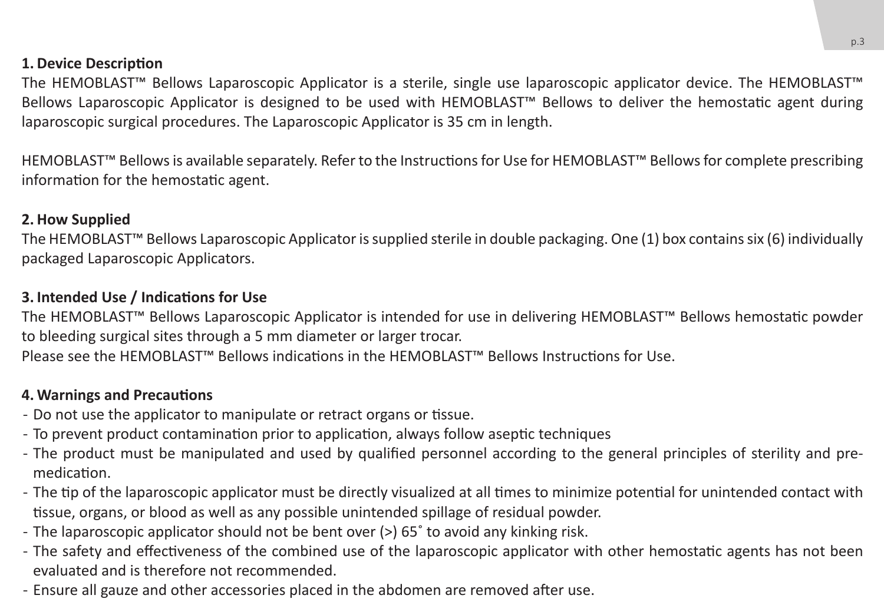## 1. Device Description

The HEMOBLAST™ Bellows Laparoscopic Applicator is a sterile, single use laparoscopic applicator device. The HEMOBLAST™ Bellows Laparoscopic Applicator is designed to be used with HEMOBLAST™ Bellows to deliver the hemostatic agent during laparoscopic surgical procedures. The Laparoscopic Applicator is 35 cm in length.

HEMOBLAST™ Bellows is available separately. Refer to the Instructions for Use for HEMOBLAST™ Bellows for complete prescribing information for the hemostatic agent.

## 2. How Supplied

The HEMOBLAST™ Bellows Laparoscopic Applicator is supplied sterile in double packaging. One (1) box contains six (6) individually packaged Laparoscopic Applicators.

## 3. Intended Use / Indications for Use

The HEMOBLAST™ Bellows Laparoscopic Applicator is intended for use in delivering HEMOBLAST™ Bellows hemostatic powder to bleeding surgical sites through a 5 mm diameter or larger trocar.
Please see the HEMOBLAST™ Bellows indications in the HEMOBLAST™ Bellows Instructions for Use.

## 4. Warnings and Precautions

- Do not use the applicator to manipulate or retract organs or tissue.
- To prevent product contamination prior to application, always follow aseptic techniques
- The product must be manipulated and used by qualified personnel according to the general principles of sterility and pre-medication.
- The tip of the laparoscopic applicator must be directly visualized at all times to minimize potential for unintended contact with tissue, organs, or blood as well as any possible unintended spillage of residual powder.
- The laparoscopic applicator should not be bent over (>) 65˚ to avoid any kinking risk.
- The safety and effectiveness of the combined use of the laparoscopic applicator with other hemostatic agents has not been evaluated and is therefore not recommended.
- Ensure all gauze and other accessories placed in the abdomen are removed after use.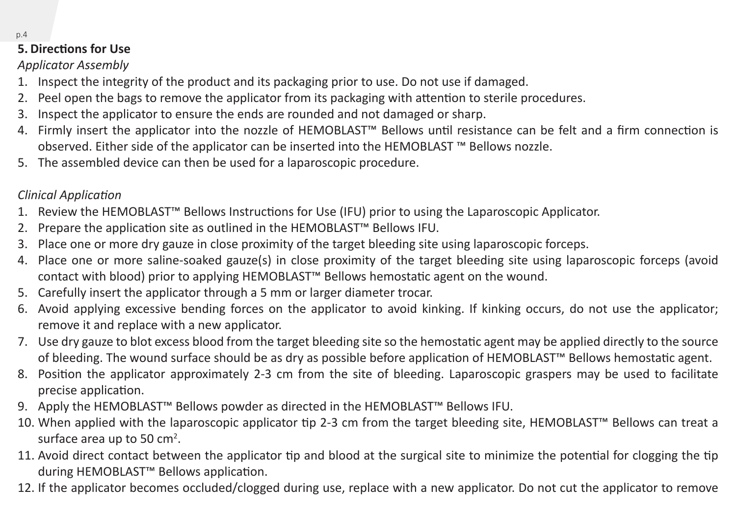## 5. Directions for Use

*Applicator Assembly*

1. Inspect the integrity of the product and its packaging prior to use. Do not use if damaged.
2. Peel open the bags to remove the applicator from its packaging with attention to sterile procedures.
3. Inspect the applicator to ensure the ends are rounded and not damaged or sharp.
4. Firmly insert the applicator into the nozzle of HEMOBLAST™ Bellows until resistance can be felt and a firm connection is observed. Either side of the applicator can be inserted into the HEMOBLAST ™ Bellows nozzle.
5. The assembled device can then be used for a laparoscopic procedure.

*Clinical Application*

1. Review the HEMOBLAST™ Bellows Instructions for Use (IFU) prior to using the Laparoscopic Applicator.
2. Prepare the application site as outlined in the HEMOBLAST™ Bellows IFU.
3. Place one or more dry gauze in close proximity of the target bleeding site using laparoscopic forceps.
4. Place one or more saline-soaked gauze(s) in close proximity of the target bleeding site using laparoscopic forceps (avoid contact with blood) prior to applying HEMOBLAST™ Bellows hemostatic agent on the wound.
5. Carefully insert the applicator through a 5 mm or larger diameter trocar.
6. Avoid applying excessive bending forces on the applicator to avoid kinking. If kinking occurs, do not use the applicator; remove it and replace with a new applicator.
7. Use dry gauze to blot excess blood from the target bleeding site so the hemostatic agent may be applied directly to the source of bleeding. The wound surface should be as dry as possible before application of HEMOBLAST™ Bellows hemostatic agent.
8. Position the applicator approximately 2-3 cm from the site of bleeding. Laparoscopic graspers may be used to facilitate precise application.
9. Apply the HEMOBLAST™ Bellows powder as directed in the HEMOBLAST™ Bellows IFU.
10. When applied with the laparoscopic applicator tip 2-3 cm from the target bleeding site, HEMOBLAST™ Bellows can treat a surface area up to 50 $cm^2$.
11. Avoid direct contact between the applicator tip and blood at the surgical site to minimize the potential for clogging the tip during HEMOBLAST™ Bellows application.
12. If the applicator becomes occluded/clogged during use, replace with a new applicator. Do not cut the applicator to remove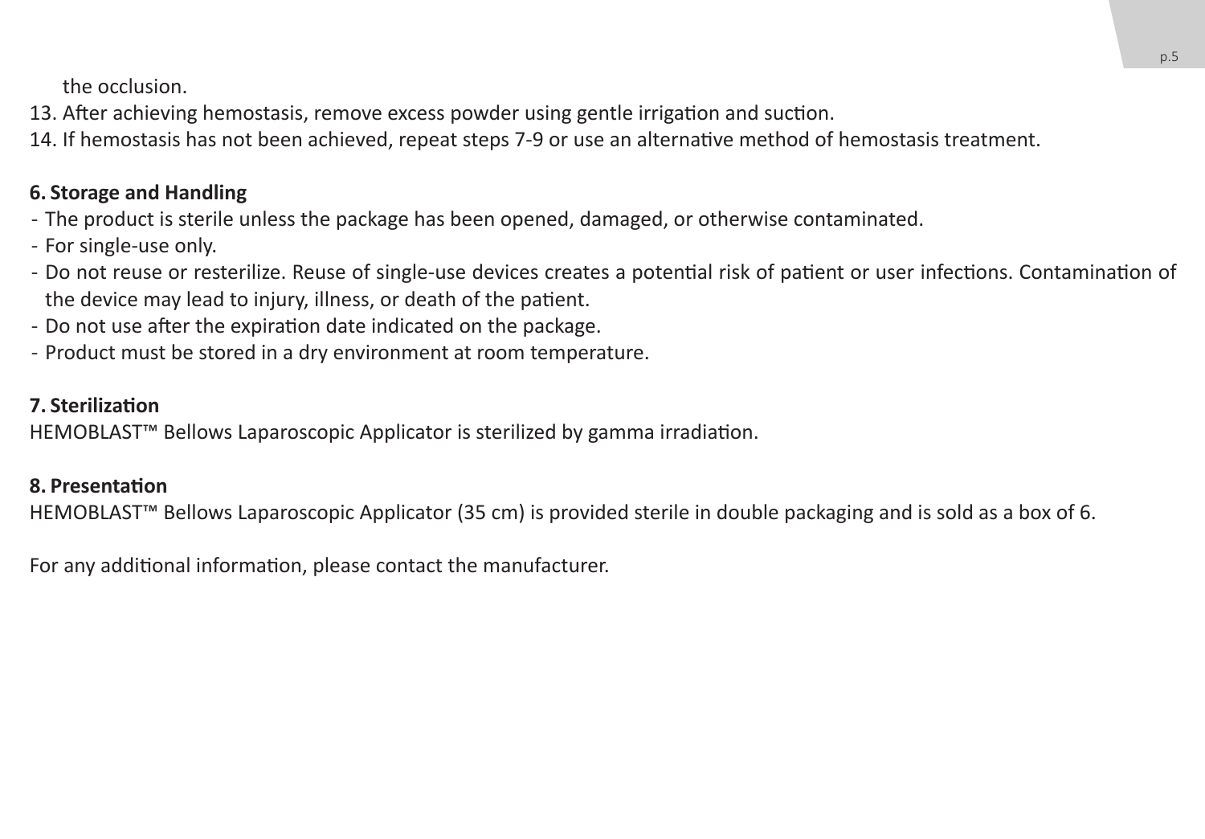the occlusion.

13. After achieving hemostasis, remove excess powder using gentle irrigation and suction.
14. If hemostasis has not been achieved, repeat steps 7-9 or use an alternative method of hemostasis treatment.

**6. Storage and Handling**

- The product is sterile unless the package has been opened, damaged, or otherwise contaminated.
- For single-use only.
- Do not reuse or resterilize. Reuse of single-use devices creates a potential risk of patient or user infections. Contamination of the device may lead to injury, illness, or death of the patient.
- Do not use after the expiration date indicated on the package.
- Product must be stored in a dry environment at room temperature.

**7. Sterilization**

HEMOBLAST™ Bellows Laparoscopic Applicator is sterilized by gamma irradiation.

**8. Presentation**

HEMOBLAST™ Bellows Laparoscopic Applicator (35 cm) is provided sterile in double packaging and is sold as a box of 6.

For any additional information, please contact the manufacturer.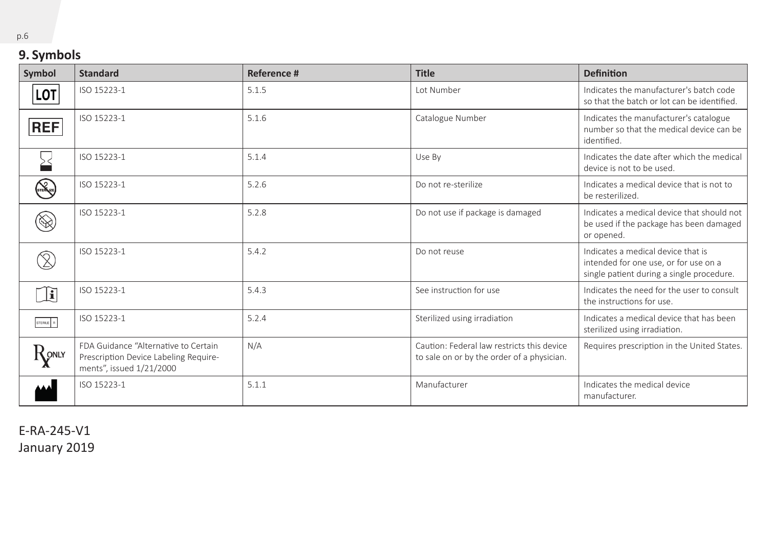## 9. Symbols

| Symbol | Standard | Reference # | Title | Definition |
|---|---|---|---|---|
| LOT | ISO 15223-1 | 5.1.5 | Lot Number | Indicates the manufacturer's batch code so that the batch or lot can be identified. |
| REF | ISO 15223-1 | 5.1.6 | Catalogue Number | Indicates the manufacturer's catalogue number so that the medical device can be identified. |
| | ISO 15223-1 | 5.1.4 | Use By | Indicates the date after which the medical device is not to be used. |
| | ISO 15223-1 | 5.2.6 | Do not re-sterilize | Indicates a medical device that is not to be resterilized. |
| | ISO 15223-1 | 5.2.8 | Do not use if package is damaged | Indicates a medical device that should not be used if the package has been damaged or opened. |
| | ISO 15223-1 | 5.4.2 | Do not reuse | Indicates a medical device that is intended for one use, or for use on a single patient during a single procedure. |
| | ISO 15223-1 | 5.4.3 | See instruction for use | Indicates the need for the user to consult the instructions for use. |
| STERILE R | ISO 15223-1 | 5.2.4 | Sterilized using irradiation | Indicates a medical device that has been sterilized using irradiation. |
| Rx ONLY | FDA Guidance "Alternative to Certain Prescription Device Labeling Requirements", issued 1/21/2000 | N/A | Caution: Federal law restricts this device to sale on or by the order of a physician. | Requires prescription in the United States. |
| | ISO 15223-1 | 5.1.1 | Manufacturer | Indicates the medical device manufacturer. |

E-RA-245-V1
January 2019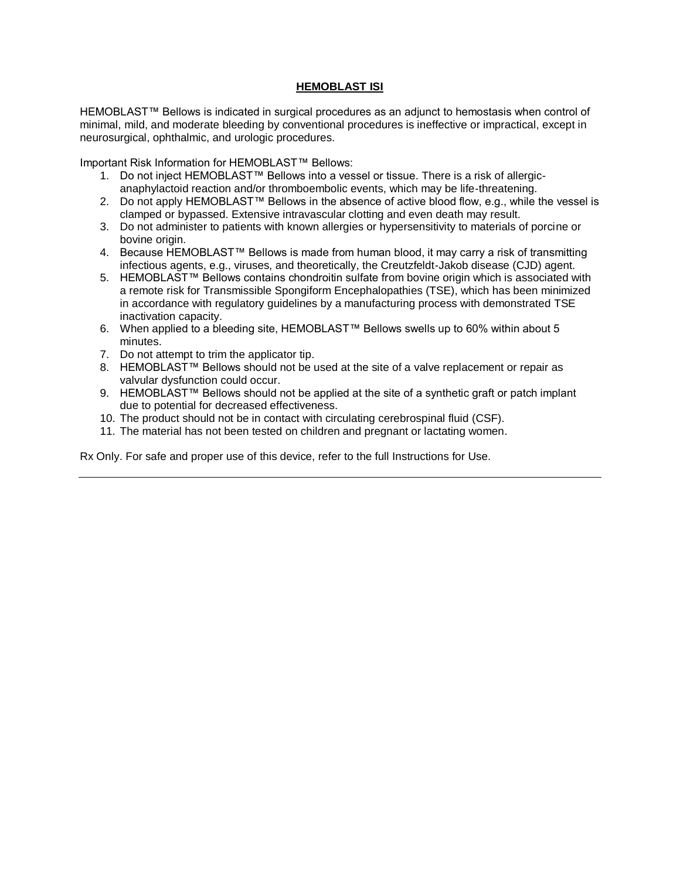## HEMOBLAST ISI

HEMOBLAST™ Bellows is indicated in surgical procedures as an adjunct to hemostasis when control of minimal, mild, and moderate bleeding by conventional procedures is ineffective or impractical, except in neurosurgical, ophthalmic, and urologic procedures.

Important Risk Information for HEMOBLAST™ Bellows:

1. Do not inject HEMOBLAST™ Bellows into a vessel or tissue. There is a risk of allergic-anaphylactoid reaction and/or thromboembolic events, which may be life-threatening.
2. Do not apply HEMOBLAST™ Bellows in the absence of active blood flow, e.g., while the vessel is clamped or bypassed. Extensive intravascular clotting and even death may result.
3. Do not administer to patients with known allergies or hypersensitivity to materials of porcine or bovine origin.
4. Because HEMOBLAST™ Bellows is made from human blood, it may carry a risk of transmitting infectious agents, e.g., viruses, and theoretically, the Creutzfeldt-Jakob disease (CJD) agent.
5. HEMOBLAST™ Bellows contains chondroitin sulfate from bovine origin which is associated with a remote risk for Transmissible Spongiform Encephalopathies (TSE), which has been minimized in accordance with regulatory guidelines by a manufacturing process with demonstrated TSE inactivation capacity.
6. When applied to a bleeding site, HEMOBLAST™ Bellows swells up to 60% within about 5 minutes.
7. Do not attempt to trim the applicator tip.
8. HEMOBLAST™ Bellows should not be used at the site of a valve replacement or repair as valvular dysfunction could occur.
9. HEMOBLAST™ Bellows should not be applied at the site of a synthetic graft or patch implant due to potential for decreased effectiveness.
10. The product should not be in contact with circulating cerebrospinal fluid (CSF).
11. The material has not been tested on children and pregnant or lactating women.

Rx Only. For safe and proper use of this device, refer to the full Instructions for Use.

---